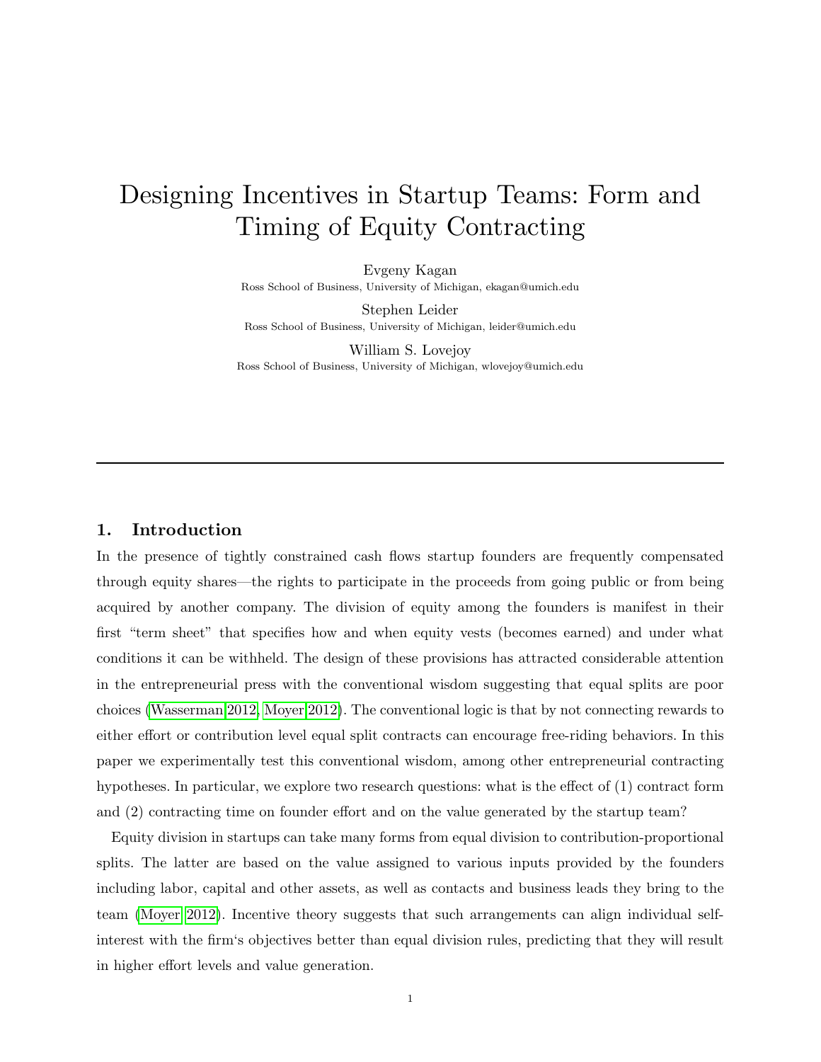# Designing Incentives in Startup Teams: Form and Timing of Equity Contracting

Evgeny Kagan
Ross School of Business, University of Michigan, ekagan@umich.edu

Stephen Leider
Ross School of Business, University of Michigan, leider@umich.edu

William S. Lovejoy
Ross School of Business, University of Michigan, wlovejoy@umich.edu

---

## 1. Introduction

In the presence of tightly constrained cash flows startup founders are frequently compensated through equity shares—the rights to participate in the proceeds from going public or from being acquired by another company. The division of equity among the founders is manifest in their first "term sheet" that specifies how and when equity vests (becomes earned) and under what conditions it can be withheld. The design of these provisions has attracted considerable attention in the entrepreneurial press with the conventional wisdom suggesting that equal splits are poor choices (Wasserman 2012, Moyer 2012). The conventional logic is that by not connecting rewards to either effort or contribution level equal split contracts can encourage free-riding behaviors. In this paper we experimentally test this conventional wisdom, among other entrepreneurial contracting hypotheses. In particular, we explore two research questions: what is the effect of (1) contract form and (2) contracting time on founder effort and on the value generated by the startup team?

Equity division in startups can take many forms from equal division to contribution-proportional splits. The latter are based on the value assigned to various inputs provided by the founders including labor, capital and other assets, as well as contacts and business leads they bring to the team (Moyer 2012). Incentive theory suggests that such arrangements can align individual self-interest with the firm's objectives better than equal division rules, predicting that they will result in higher effort levels and value generation.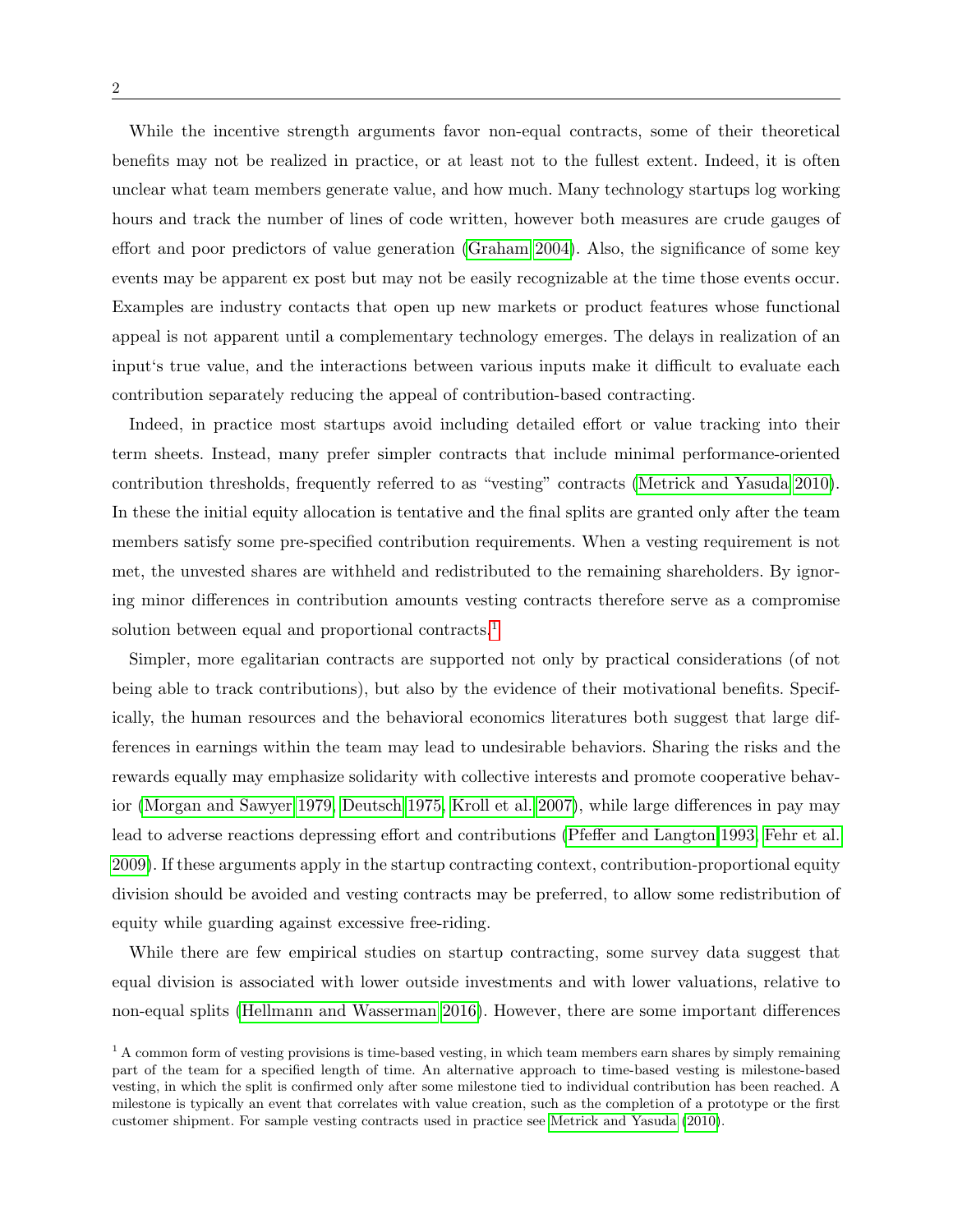While the incentive strength arguments favor non-equal contracts, some of their theoretical benefits may not be realized in practice, or at least not to the fullest extent. Indeed, it is often unclear what team members generate value, and how much. Many technology startups log working hours and track the number of lines of code written, however both measures are crude gauges of effort and poor predictors of value generation (Graham 2004). Also, the significance of some key events may be apparent ex post but may not be easily recognizable at the time those events occur. Examples are industry contacts that open up new markets or product features whose functional appeal is not apparent until a complementary technology emerges. The delays in realization of an input's true value, and the interactions between various inputs make it difficult to evaluate each contribution separately reducing the appeal of contribution-based contracting.

Indeed, in practice most startups avoid including detailed effort or value tracking into their term sheets. Instead, many prefer simpler contracts that include minimal performance-oriented contribution thresholds, frequently referred to as "vesting" contracts (Metrick and Yasuda 2010). In these the initial equity allocation is tentative and the final splits are granted only after the team members satisfy some pre-specified contribution requirements. When a vesting requirement is not met, the unvested shares are withheld and redistributed to the remaining shareholders. By ignoring minor differences in contribution amounts vesting contracts therefore serve as a compromise solution between equal and proportional contracts.[1]

Simpler, more egalitarian contracts are supported not only by practical considerations (of not being able to track contributions), but also by the evidence of their motivational benefits. Specifically, the human resources and the behavioral economics literatures both suggest that large differences in earnings within the team may lead to undesirable behaviors. Sharing the risks and the rewards equally may emphasize solidarity with collective interests and promote cooperative behavior (Morgan and Sawyer 1979, Deutsch 1975, Kroll et al. 2007), while large differences in pay may lead to adverse reactions depressing effort and contributions (Pfeffer and Langton 1993, Fehr et al. 2009). If these arguments apply in the startup contracting context, contribution-proportional equity division should be avoided and vesting contracts may be preferred, to allow some redistribution of equity while guarding against excessive free-riding.

While there are few empirical studies on startup contracting, some survey data suggest that equal division is associated with lower outside investments and with lower valuations, relative to non-equal splits (Hellmann and Wasserman 2016). However, there are some important differences

[1] A common form of vesting provisions is time-based vesting, in which team members earn shares by simply remaining part of the team for a specified length of time. An alternative approach to time-based vesting is milestone-based vesting, in which the split is confirmed only after some milestone tied to individual contribution has been reached. A milestone is typically an event that correlates with value creation, such as the completion of a prototype or the first customer shipment. For sample vesting contracts used in practice see Metrick and Yasuda (2010).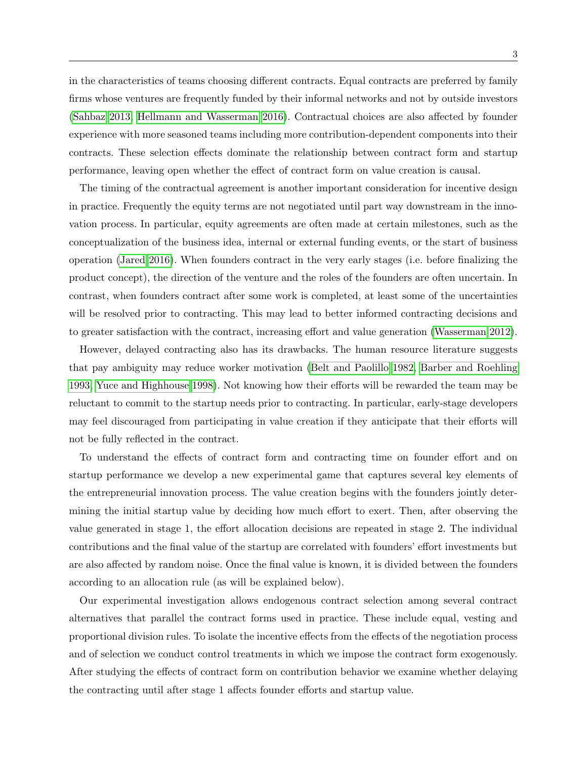in the characteristics of teams choosing different contracts. Equal contracts are preferred by family firms whose ventures are frequently funded by their informal networks and not by outside investors (Sahbaz 2013, Hellmann and Wasserman 2016). Contractual choices are also affected by founder experience with more seasoned teams including more contribution-dependent components into their contracts. These selection effects dominate the relationship between contract form and startup performance, leaving open whether the effect of contract form on value creation is causal.

The timing of the contractual agreement is another important consideration for incentive design in practice. Frequently the equity terms are not negotiated until part way downstream in the innovation process. In particular, equity agreements are often made at certain milestones, such as the conceptualization of the business idea, internal or external funding events, or the start of business operation (Jared 2016). When founders contract in the very early stages (i.e. before finalizing the product concept), the direction of the venture and the roles of the founders are often uncertain. In contrast, when founders contract after some work is completed, at least some of the uncertainties will be resolved prior to contracting. This may lead to better informed contracting decisions and to greater satisfaction with the contract, increasing effort and value generation (Wasserman 2012).

However, delayed contracting also has its drawbacks. The human resource literature suggests that pay ambiguity may reduce worker motivation (Belt and Paolillo 1982, Barber and Roehling 1993, Yuce and Highhouse 1998). Not knowing how their efforts will be rewarded the team may be reluctant to commit to the startup needs prior to contracting. In particular, early-stage developers may feel discouraged from participating in value creation if they anticipate that their efforts will not be fully reflected in the contract.

To understand the effects of contract form and contracting time on founder effort and on startup performance we develop a new experimental game that captures several key elements of the entrepreneurial innovation process. The value creation begins with the founders jointly determining the initial startup value by deciding how much effort to exert. Then, after observing the value generated in stage 1, the effort allocation decisions are repeated in stage 2. The individual contributions and the final value of the startup are correlated with founders' effort investments but are also affected by random noise. Once the final value is known, it is divided between the founders according to an allocation rule (as will be explained below).

Our experimental investigation allows endogenous contract selection among several contract alternatives that parallel the contract forms used in practice. These include equal, vesting and proportional division rules. To isolate the incentive effects from the effects of the negotiation process and of selection we conduct control treatments in which we impose the contract form exogenously. After studying the effects of contract form on contribution behavior we examine whether delaying the contracting until after stage 1 affects founder efforts and startup value.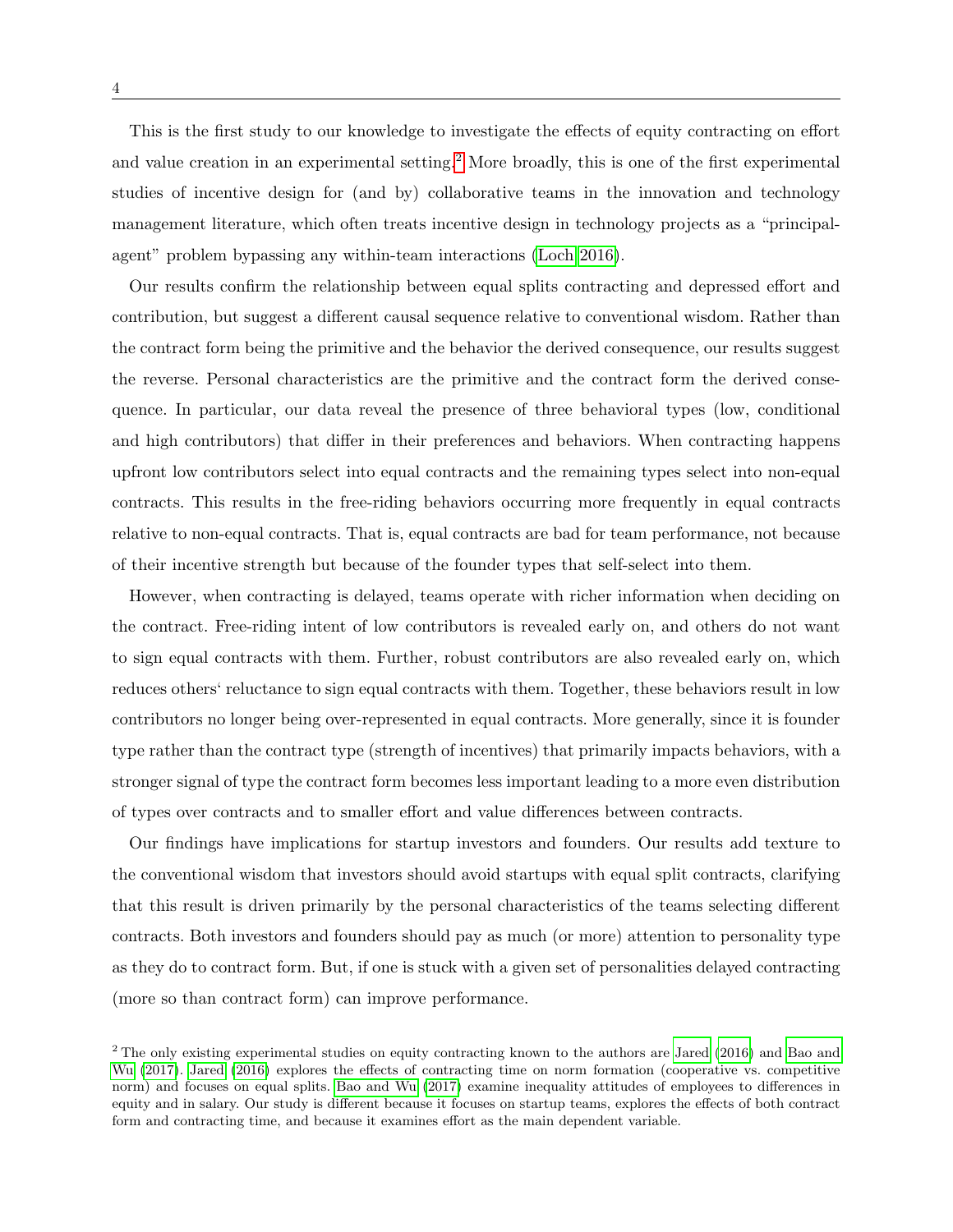This is the first study to our knowledge to investigate the effects of equity contracting on effort and value creation in an experimental setting.[2] More broadly, this is one of the first experimental studies of incentive design for (and by) collaborative teams in the innovation and technology management literature, which often treats incentive design in technology projects as a "principal-agent" problem bypassing any within-team interactions (Loch 2016).

Our results confirm the relationship between equal splits contracting and depressed effort and contribution, but suggest a different causal sequence relative to conventional wisdom. Rather than the contract form being the primitive and the behavior the derived consequence, our results suggest the reverse. Personal characteristics are the primitive and the contract form the derived consequence. In particular, our data reveal the presence of three behavioral types (low, conditional and high contributors) that differ in their preferences and behaviors. When contracting happens upfront low contributors select into equal contracts and the remaining types select into non-equal contracts. This results in the free-riding behaviors occurring more frequently in equal contracts relative to non-equal contracts. That is, equal contracts are bad for team performance, not because of their incentive strength but because of the founder types that self-select into them.

However, when contracting is delayed, teams operate with richer information when deciding on the contract. Free-riding intent of low contributors is revealed early on, and others do not want to sign equal contracts with them. Further, robust contributors are also revealed early on, which reduces others' reluctance to sign equal contracts with them. Together, these behaviors result in low contributors no longer being over-represented in equal contracts. More generally, since it is founder type rather than the contract type (strength of incentives) that primarily impacts behaviors, with a stronger signal of type the contract form becomes less important leading to a more even distribution of types over contracts and to smaller effort and value differences between contracts.

Our findings have implications for startup investors and founders. Our results add texture to the conventional wisdom that investors should avoid startups with equal split contracts, clarifying that this result is driven primarily by the personal characteristics of the teams selecting different contracts. Both investors and founders should pay as much (or more) attention to personality type as they do to contract form. But, if one is stuck with a given set of personalities delayed contracting (more so than contract form) can improve performance.

[2] The only existing experimental studies on equity contracting known to the authors are Jared (2016) and Bao and Wu (2017). Jared (2016) explores the effects of contracting time on norm formation (cooperative vs. competitive norm) and focuses on equal splits. Bao and Wu (2017) examine inequality attitudes of employees to differences in equity and in salary. Our study is different because it focuses on startup teams, explores the effects of both contract form and contracting time, and because it examines effort as the main dependent variable.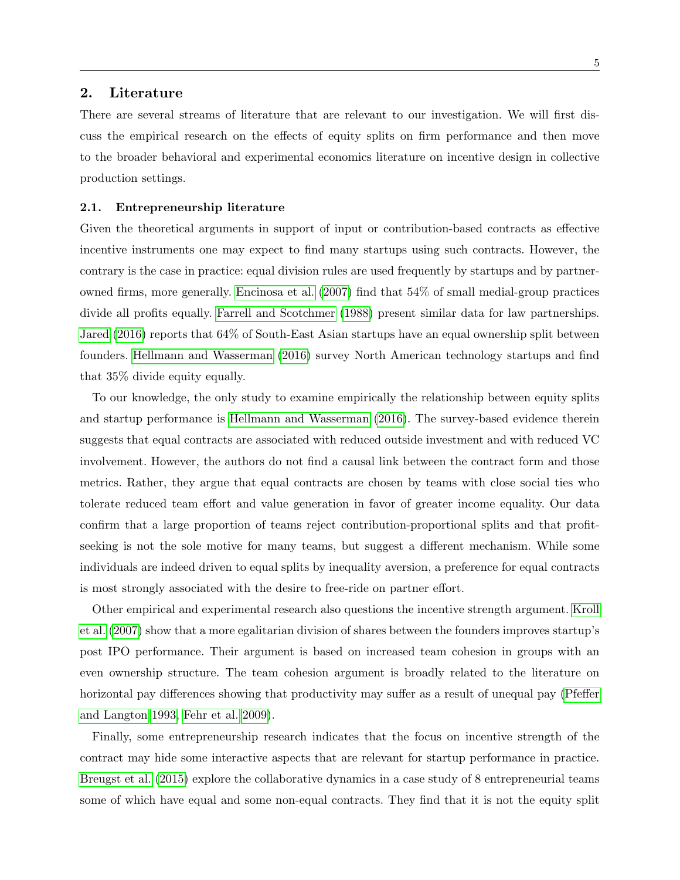## 2. Literature

There are several streams of literature that are relevant to our investigation. We will first discuss the empirical research on the effects of equity splits on firm performance and then move to the broader behavioral and experimental economics literature on incentive design in collective production settings.

### 2.1. Entrepreneurship literature

Given the theoretical arguments in support of input or contribution-based contracts as effective incentive instruments one may expect to find many startups using such contracts. However, the contrary is the case in practice: equal division rules are used frequently by startups and by partner-owned firms, more generally. Encinosa et al. (2007) find that 54% of small medial-group practices divide all profits equally. Farrell and Scotchmer (1988) present similar data for law partnerships. Jared (2016) reports that 64% of South-East Asian startups have an equal ownership split between founders. Hellmann and Wasserman (2016) survey North American technology startups and find that 35% divide equity equally.

To our knowledge, the only study to examine empirically the relationship between equity splits and startup performance is Hellmann and Wasserman (2016). The survey-based evidence therein suggests that equal contracts are associated with reduced outside investment and with reduced VC involvement. However, the authors do not find a causal link between the contract form and those metrics. Rather, they argue that equal contracts are chosen by teams with close social ties who tolerate reduced team effort and value generation in favor of greater income equality. Our data confirm that a large proportion of teams reject contribution-proportional splits and that profit-seeking is not the sole motive for many teams, but suggest a different mechanism. While some individuals are indeed driven to equal splits by inequality aversion, a preference for equal contracts is most strongly associated with the desire to free-ride on partner effort.

Other empirical and experimental research also questions the incentive strength argument. Kroll et al. (2007) show that a more egalitarian division of shares between the founders improves startup's post IPO performance. Their argument is based on increased team cohesion in groups with an even ownership structure. The team cohesion argument is broadly related to the literature on horizontal pay differences showing that productivity may suffer as a result of unequal pay (Pfeffer and Langton 1993, Fehr et al. 2009).

Finally, some entrepreneurship research indicates that the focus on incentive strength of the contract may hide some interactive aspects that are relevant for startup performance in practice. Breugst et al. (2015) explore the collaborative dynamics in a case study of 8 entrepreneurial teams some of which have equal and some non-equal contracts. They find that it is not the equity split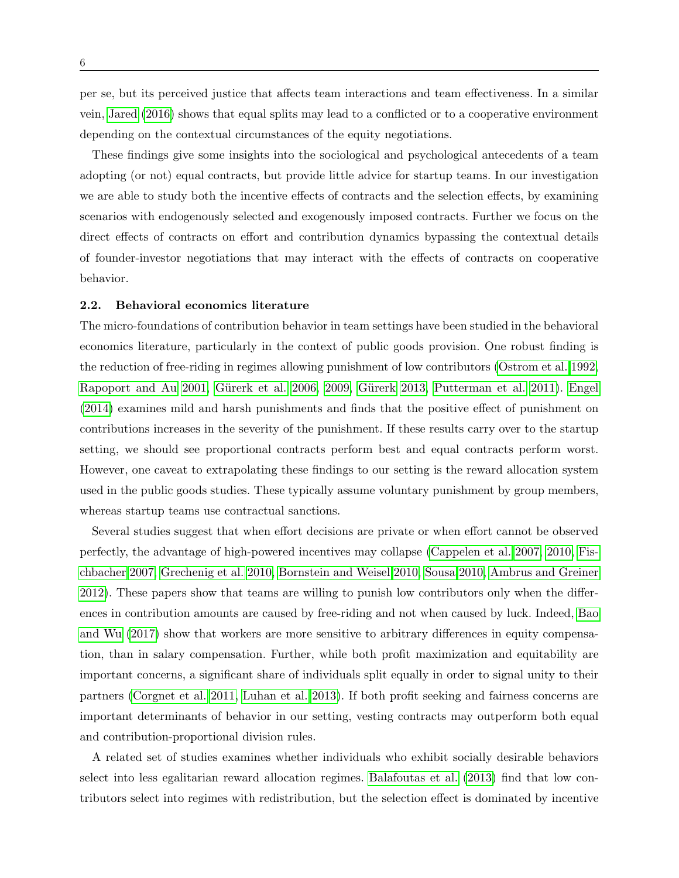per se, but its perceived justice that affects team interactions and team effectiveness. In a similar vein, Jared (2016) shows that equal splits may lead to a conflicted or to a cooperative environment depending on the contextual circumstances of the equity negotiations.

These findings give some insights into the sociological and psychological antecedents of a team adopting (or not) equal contracts, but provide little advice for startup teams. In our investigation we are able to study both the incentive effects of contracts and the selection effects, by examining scenarios with endogenously selected and exogenously imposed contracts. Further we focus on the direct effects of contracts on effort and contribution dynamics bypassing the contextual details of founder-investor negotiations that may interact with the effects of contracts on cooperative behavior.

### 2.2. Behavioral economics literature

The micro-foundations of contribution behavior in team settings have been studied in the behavioral economics literature, particularly in the context of public goods provision. One robust finding is the reduction of free-riding in regimes allowing punishment of low contributors (Ostrom et al. 1992, Rapoport and Au 2001, Gürerk et al. 2006, 2009, Gürerk 2013, Putterman et al. 2011). Engel (2014) examines mild and harsh punishments and finds that the positive effect of punishment on contributions increases in the severity of the punishment. If these results carry over to the startup setting, we should see proportional contracts perform best and equal contracts perform worst. However, one caveat to extrapolating these findings to our setting is the reward allocation system used in the public goods studies. These typically assume voluntary punishment by group members, whereas startup teams use contractual sanctions.

Several studies suggest that when effort decisions are private or when effort cannot be observed perfectly, the advantage of high-powered incentives may collapse (Cappelen et al. 2007, 2010, Fischbacher 2007, Grechenig et al. 2010, Bornstein and Weisel 2010, Sousa 2010, Ambrus and Greiner 2012). These papers show that teams are willing to punish low contributors only when the differences in contribution amounts are caused by free-riding and not when caused by luck. Indeed, Bao and Wu (2017) show that workers are more sensitive to arbitrary differences in equity compensation, than in salary compensation. Further, while both profit maximization and equitability are important concerns, a significant share of individuals split equally in order to signal unity to their partners (Corgnet et al. 2011, Luhan et al. 2013). If both profit seeking and fairness concerns are important determinants of behavior in our setting, vesting contracts may outperform both equal and contribution-proportional division rules.

A related set of studies examines whether individuals who exhibit socially desirable behaviors select into less egalitarian reward allocation regimes. Balafoutas et al. (2013) find that low contributors select into regimes with redistribution, but the selection effect is dominated by incentive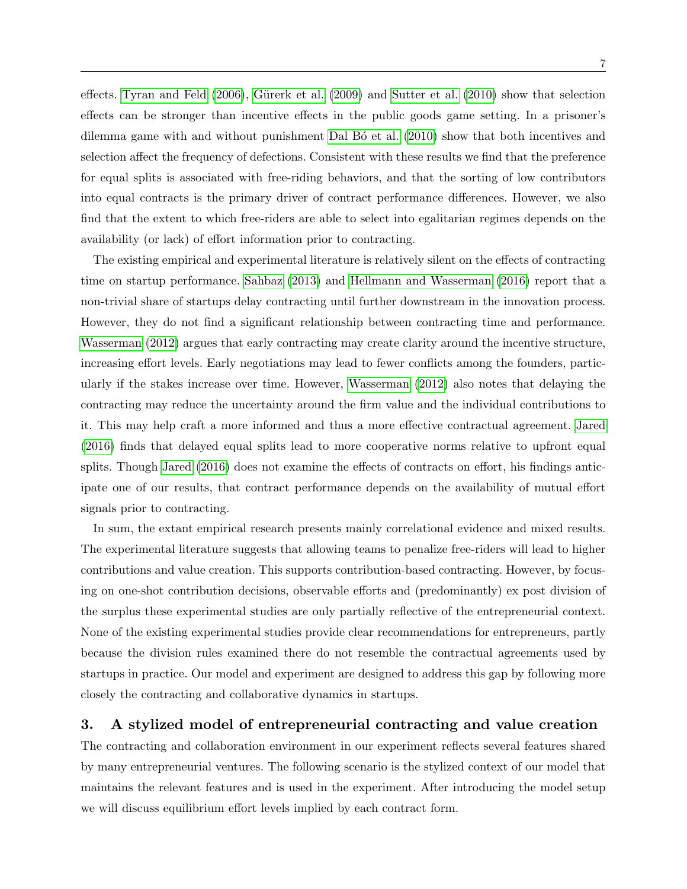effects. Tyran and Feld (2006), Gürerk et al. (2009) and Sutter et al. (2010) show that selection effects can be stronger than incentive effects in the public goods game setting. In a prisoner's dilemma game with and without punishment Dal Bó et al. (2010) show that both incentives and selection affect the frequency of defections. Consistent with these results we find that the preference for equal splits is associated with free-riding behaviors, and that the sorting of low contributors into equal contracts is the primary driver of contract performance differences. However, we also find that the extent to which free-riders are able to select into egalitarian regimes depends on the availability (or lack) of effort information prior to contracting.

The existing empirical and experimental literature is relatively silent on the effects of contracting time on startup performance. Sahbaz (2013) and Hellmann and Wasserman (2016) report that a non-trivial share of startups delay contracting until further downstream in the innovation process. However, they do not find a significant relationship between contracting time and performance. Wasserman (2012) argues that early contracting may create clarity around the incentive structure, increasing effort levels. Early negotiations may lead to fewer conflicts among the founders, particularly if the stakes increase over time. However, Wasserman (2012) also notes that delaying the contracting may reduce the uncertainty around the firm value and the individual contributions to it. This may help craft a more informed and thus a more effective contractual agreement. Jared (2016) finds that delayed equal splits lead to more cooperative norms relative to upfront equal splits. Though Jared (2016) does not examine the effects of contracts on effort, his findings anticipate one of our results, that contract performance depends on the availability of mutual effort signals prior to contracting.

In sum, the extant empirical research presents mainly correlational evidence and mixed results. The experimental literature suggests that allowing teams to penalize free-riders will lead to higher contributions and value creation. This supports contribution-based contracting. However, by focusing on one-shot contribution decisions, observable efforts and (predominantly) ex post division of the surplus these experimental studies are only partially reflective of the entrepreneurial context. None of the existing experimental studies provide clear recommendations for entrepreneurs, partly because the division rules examined there do not resemble the contractual agreements used by startups in practice. Our model and experiment are designed to address this gap by following more closely the contracting and collaborative dynamics in startups.

## 3. A stylized model of entrepreneurial contracting and value creation

The contracting and collaboration environment in our experiment reflects several features shared by many entrepreneurial ventures. The following scenario is the stylized context of our model that maintains the relevant features and is used in the experiment. After introducing the model setup we will discuss equilibrium effort levels implied by each contract form.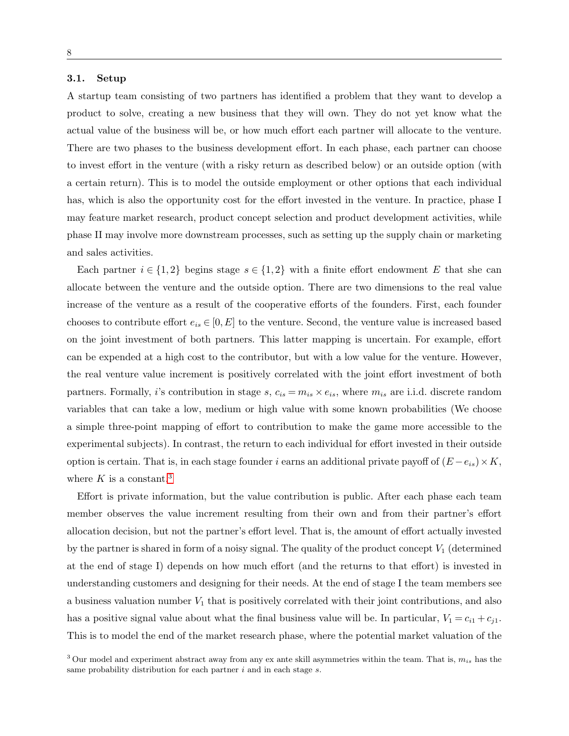### 3.1. Setup

A startup team consisting of two partners has identified a problem that they want to develop a product to solve, creating a new business that they will own. They do not yet know what the actual value of the business will be, or how much effort each partner will allocate to the venture. There are two phases to the business development effort. In each phase, each partner can choose to invest effort in the venture (with a risky return as described below) or an outside option (with a certain return). This is to model the outside employment or other options that each individual has, which is also the opportunity cost for the effort invested in the venture. In practice, phase I may feature market research, product concept selection and product development activities, while phase II may involve more downstream processes, such as setting up the supply chain or marketing and sales activities.

Each partner $i \in \{1, 2\}$ begins stage $s \in \{1, 2\}$ with a finite effort endowment $E$ that she can allocate between the venture and the outside option. There are two dimensions to the real value increase of the venture as a result of the cooperative efforts of the founders. First, each founder chooses to contribute effort $e_{is} \in [0, E]$ to the venture. Second, the venture value is increased based on the joint investment of both partners. This latter mapping is uncertain. For example, effort can be expended at a high cost to the contributor, but with a low value for the venture. However, the real venture value increment is positively correlated with the joint effort investment of both partners. Formally, $i$'s contribution in stage $s$, $c_{is} = m_{is} \times e_{is}$, where $m_{is}$ are i.i.d. discrete random variables that can take a low, medium or high value with some known probabilities (We choose a simple three-point mapping of effort to contribution to make the game more accessible to the experimental subjects). In contrast, the return to each individual for effort invested in their outside option is certain. That is, in each stage founder $i$ earns an additional private payoff of $(E - e_{is}) \times K$, where $K$ is a constant.[3]

Effort is private information, but the value contribution is public. After each phase each team member observes the value increment resulting from their own and from their partner's effort allocation decision, but not the partner's effort level. That is, the amount of effort actually invested by the partner is shared in form of a noisy signal. The quality of the product concept $V_1$ (determined at the end of stage I) depends on how much effort (and the returns to that effort) is invested in understanding customers and designing for their needs. At the end of stage I the team members see a business valuation number $V_1$ that is positively correlated with their joint contributions, and also has a positive signal value about what the final business value will be. In particular, $V_1 = c_{i1} + c_{j1}$. This is to model the end of the market research phase, where the potential market valuation of the

[3] Our model and experiment abstract away from any ex ante skill asymmetries within the team. That is, $m_{is}$ has the same probability distribution for each partner $i$ and in each stage $s$.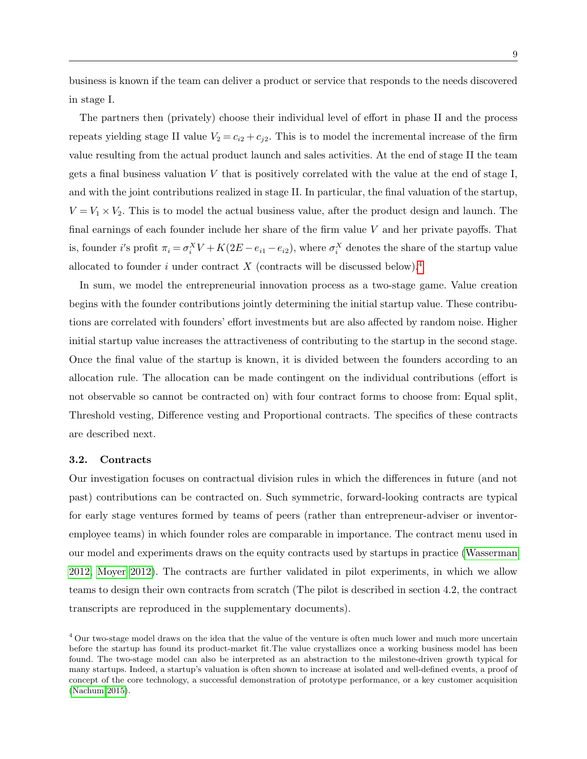business is known if the team can deliver a product or service that responds to the needs discovered in stage I.

The partners then (privately) choose their individual level of effort in phase II and the process repeats yielding stage II value $V_2 = c_{i2} + c_{j2}$. This is to model the incremental increase of the firm value resulting from the actual product launch and sales activities. At the end of stage II the team gets a final business valuation $V$ that is positively correlated with the value at the end of stage I, and with the joint contributions realized in stage II. In particular, the final valuation of the startup, $V = V_1 \times V_2$. This is to model the actual business value, after the product design and launch. The final earnings of each founder include her share of the firm value $V$ and her private payoffs. That is, founder $i$'s profit $\pi_i = \sigma_i^X V + K(2E - e_{i1} - e_{i2})$, where $\sigma_i^X$ denotes the share of the startup value allocated to founder $i$ under contract $X$ (contracts will be discussed below).[4]

In sum, we model the entrepreneurial innovation process as a two-stage game. Value creation begins with the founder contributions jointly determining the initial startup value. These contributions are correlated with founders' effort investments but are also affected by random noise. Higher initial startup value increases the attractiveness of contributing to the startup in the second stage. Once the final value of the startup is known, it is divided between the founders according to an allocation rule. The allocation can be made contingent on the individual contributions (effort is not observable so cannot be contracted on) with four contract forms to choose from: Equal split, Threshold vesting, Difference vesting and Proportional contracts. The specifics of these contracts are described next.

### 3.2. Contracts

Our investigation focuses on contractual division rules in which the differences in future (and not past) contributions can be contracted on. Such symmetric, forward-looking contracts are typical for early stage ventures formed by teams of peers (rather than entrepreneur-adviser or inventor-employee teams) in which founder roles are comparable in importance. The contract menu used in our model and experiments draws on the equity contracts used by startups in practice (Wasserman 2012, Moyer 2012). The contracts are further validated in pilot experiments, in which we allow teams to design their own contracts from scratch (The pilot is described in section 4.2, the contract transcripts are reproduced in the supplementary documents).

[4] Our two-stage model draws on the idea that the value of the venture is often much lower and much more uncertain before the startup has found its product-market fit.The value crystallizes once a working business model has been found. The two-stage model can also be interpreted as an abstraction to the milestone-driven growth typical for many startups. Indeed, a startup's valuation is often shown to increase at isolated and well-defined events, a proof of concept of the core technology, a successful demonstration of prototype performance, or a key customer acquisition (Nachum 2015).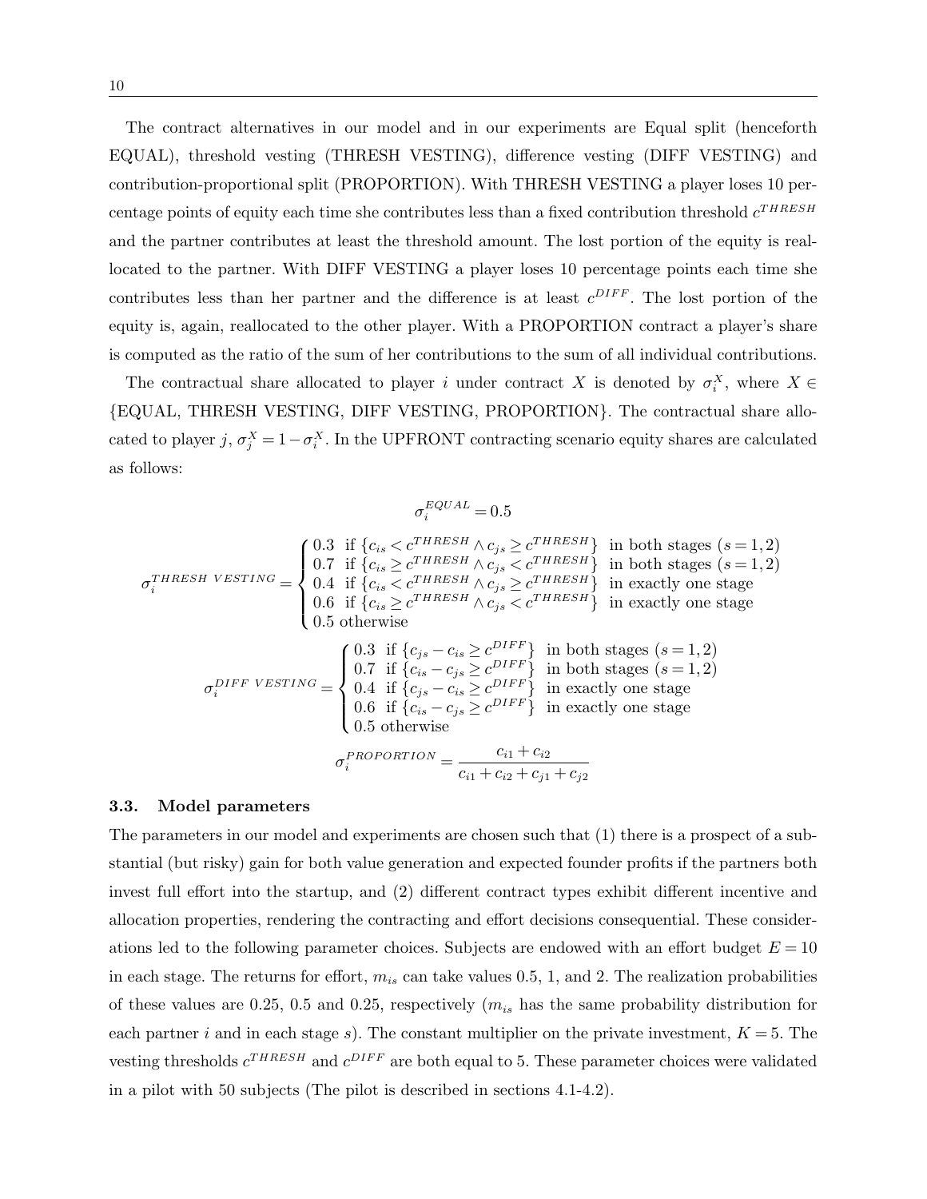The contract alternatives in our model and in our experiments are Equal split (henceforth EQUAL), threshold vesting (THRESH VESTING), difference vesting (DIFF VESTING) and contribution-proportional split (PROPORTION). With THRESH VESTING a player loses 10 percentage points of equity each time she contributes less than a fixed contribution threshold $c^{THRESH}$ and the partner contributes at least the threshold amount. The lost portion of the equity is reallocated to the partner. With DIFF VESTING a player loses 10 percentage points each time she contributes less than her partner and the difference is at least $c^{DIFF}$. The lost portion of the equity is, again, reallocated to the other player. With a PROPORTION contract a player's share is computed as the ratio of the sum of her contributions to the sum of all individual contributions.

The contractual share allocated to player $i$ under contract $X$ is denoted by $\sigma_i^X$, where $X \in$ {EQUAL, THRESH VESTING, DIFF VESTING, PROPORTION}. The contractual share allocated to player $j$, $\sigma_j^X = 1 - \sigma_i^X$. In the UPFRONT contracting scenario equity shares are calculated as follows:

$$\sigma_i^{EQUAL} = 0.5$$

$$\sigma_i^{THRESH\ VESTING} = \begin{cases} 0.3 \text{ if } \{c_{is} < c^{THRESH} \wedge c_{js} \geq c^{THRESH}\} \text{ in both stages } (s = 1, 2) \\ 0.7 \text{ if } \{c_{is} \geq c^{THRESH} \wedge c_{js} < c^{THRESH}\} \text{ in both stages } (s = 1, 2) \\ 0.4 \text{ if } \{c_{is} < c^{THRESH} \wedge c_{js} \geq c^{THRESH}\} \text{ in exactly one stage} \\ 0.6 \text{ if } \{c_{is} \geq c^{THRESH} \wedge c_{js} < c^{THRESH}\} \text{ in exactly one stage} \\ 0.5 \text{ otherwise} \end{cases}$$

$$\sigma_i^{DIFF\ VESTING} = \begin{cases} 0.3 \text{ if } \{c_{js} - c_{is} \geq c^{DIFF}\} \text{ in both stages } (s = 1, 2) \\ 0.7 \text{ if } \{c_{is} - c_{js} \geq c^{DIFF}\} \text{ in both stages } (s = 1, 2) \\ 0.4 \text{ if } \{c_{js} - c_{is} \geq c^{DIFF}\} \text{ in exactly one stage} \\ 0.6 \text{ if } \{c_{is} - c_{js} \geq c^{DIFF}\} \text{ in exactly one stage} \\ 0.5 \text{ otherwise} \end{cases}$$

$$\sigma_i^{PROPORTION} = \frac{c_{i1} + c_{i2}}{c_{i1} + c_{i2} + c_{j1} + c_{j2}}$$

### 3.3. Model parameters

The parameters in our model and experiments are chosen such that (1) there is a prospect of a substantial (but risky) gain for both value generation and expected founder profits if the partners both invest full effort into the startup, and (2) different contract types exhibit different incentive and allocation properties, rendering the contracting and effort decisions consequential. These considerations led to the following parameter choices. Subjects are endowed with an effort budget $E = 10$ in each stage. The returns for effort, $m_{is}$ can take values 0.5, 1, and 2. The realization probabilities of these values are 0.25, 0.5 and 0.25, respectively ($m_{is}$ has the same probability distribution for each partner $i$ and in each stage $s$). The constant multiplier on the private investment, $K = 5$. The vesting thresholds $c^{THRESH}$ and $c^{DIFF}$ are both equal to 5. These parameter choices were validated in a pilot with 50 subjects (The pilot is described in sections 4.1-4.2).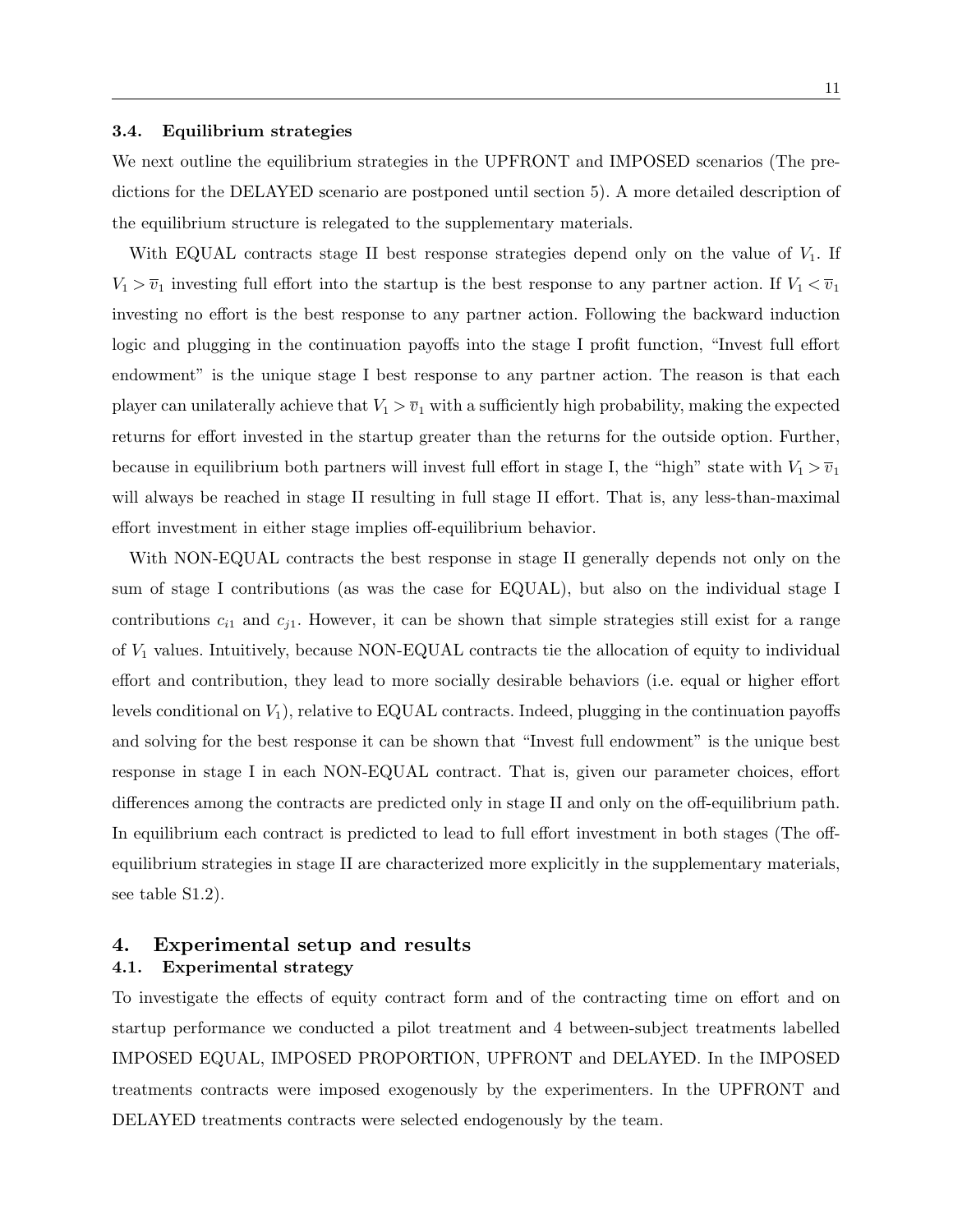### 3.4. Equilibrium strategies

We next outline the equilibrium strategies in the UPFRONT and IMPOSED scenarios (The predictions for the DELAYED scenario are postponed until section 5). A more detailed description of the equilibrium structure is relegated to the supplementary materials.

With EQUAL contracts stage II best response strategies depend only on the value of $V_1$. If $V_1 > \overline{v}_1$ investing full effort into the startup is the best response to any partner action. If $V_1 < \overline{v}_1$ investing no effort is the best response to any partner action. Following the backward induction logic and plugging in the continuation payoffs into the stage I profit function, "Invest full effort endowment" is the unique stage I best response to any partner action. The reason is that each player can unilaterally achieve that $V_1 > \overline{v}_1$ with a sufficiently high probability, making the expected returns for effort invested in the startup greater than the returns for the outside option. Further, because in equilibrium both partners will invest full effort in stage I, the "high" state with $V_1 > \overline{v}_1$ will always be reached in stage II resulting in full stage II effort. That is, any less-than-maximal effort investment in either stage implies off-equilibrium behavior.

With NON-EQUAL contracts the best response in stage II generally depends not only on the sum of stage I contributions (as was the case for EQUAL), but also on the individual stage I contributions $c_{i1}$ and $c_{j1}$. However, it can be shown that simple strategies still exist for a range of $V_1$ values. Intuitively, because NON-EQUAL contracts tie the allocation of equity to individual effort and contribution, they lead to more socially desirable behaviors (i.e. equal or higher effort levels conditional on $V_1$), relative to EQUAL contracts. Indeed, plugging in the continuation payoffs and solving for the best response it can be shown that "Invest full endowment" is the unique best response in stage I in each NON-EQUAL contract. That is, given our parameter choices, effort differences among the contracts are predicted only in stage II and only on the off-equilibrium path. In equilibrium each contract is predicted to lead to full effort investment in both stages (The off-equilibrium strategies in stage II are characterized more explicitly in the supplementary materials, see table S1.2).

## 4. Experimental setup and results

### 4.1. Experimental strategy

To investigate the effects of equity contract form and of the contracting time on effort and on startup performance we conducted a pilot treatment and 4 between-subject treatments labelled IMPOSED EQUAL, IMPOSED PROPORTION, UPFRONT and DELAYED. In the IMPOSED treatments contracts were imposed exogenously by the experimenters. In the UPFRONT and DELAYED treatments contracts were selected endogenously by the team.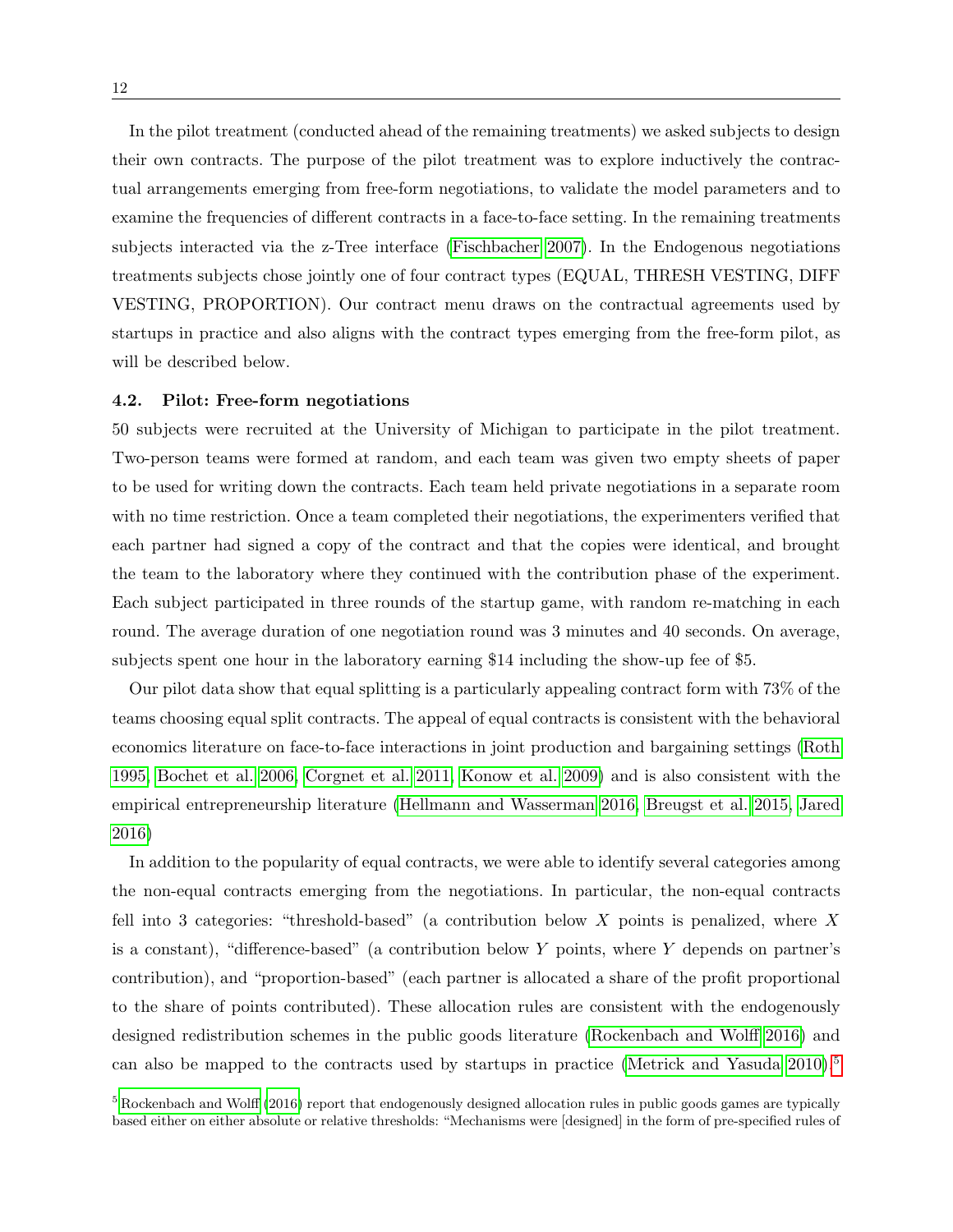In the pilot treatment (conducted ahead of the remaining treatments) we asked subjects to design their own contracts. The purpose of the pilot treatment was to explore inductively the contractual arrangements emerging from free-form negotiations, to validate the model parameters and to examine the frequencies of different contracts in a face-to-face setting. In the remaining treatments subjects interacted via the z-Tree interface (Fischbacher 2007). In the Endogenous negotiations treatments subjects chose jointly one of four contract types (EQUAL, THRESH VESTING, DIFF VESTING, PROPORTION). Our contract menu draws on the contractual agreements used by startups in practice and also aligns with the contract types emerging from the free-form pilot, as will be described below.

### 4.2. Pilot: Free-form negotiations

50 subjects were recruited at the University of Michigan to participate in the pilot treatment. Two-person teams were formed at random, and each team was given two empty sheets of paper to be used for writing down the contracts. Each team held private negotiations in a separate room with no time restriction. Once a team completed their negotiations, the experimenters verified that each partner had signed a copy of the contract and that the copies were identical, and brought the team to the laboratory where they continued with the contribution phase of the experiment. Each subject participated in three rounds of the startup game, with random re-matching in each round. The average duration of one negotiation round was 3 minutes and 40 seconds. On average, subjects spent one hour in the laboratory earning $14 including the show-up fee of $5.

Our pilot data show that equal splitting is a particularly appealing contract form with 73% of the teams choosing equal split contracts. The appeal of equal contracts is consistent with the behavioral economics literature on face-to-face interactions in joint production and bargaining settings (Roth 1995, Bochet et al. 2006, Corgnet et al. 2011, Konow et al. 2009) and is also consistent with the empirical entrepreneurship literature (Hellmann and Wasserman 2016, Breugst et al. 2015, Jared 2016)

In addition to the popularity of equal contracts, we were able to identify several categories among the non-equal contracts emerging from the negotiations. In particular, the non-equal contracts fell into 3 categories: "threshold-based" (a contribution below $X$ points is penalized, where $X$ is a constant), "difference-based" (a contribution below $Y$ points, where $Y$ depends on partner's contribution), and "proportion-based" (each partner is allocated a share of the profit proportional to the share of points contributed). These allocation rules are consistent with the endogenously designed redistribution schemes in the public goods literature (Rockenbach and Wolff 2016) and can also be mapped to the contracts used by startups in practice (Metrick and Yasuda 2010).[5]

[5] Rockenbach and Wolff (2016) report that endogenously designed allocation rules in public goods games are typically based either on either absolute or relative thresholds: "Mechanisms were [designed] in the form of pre-specified rules of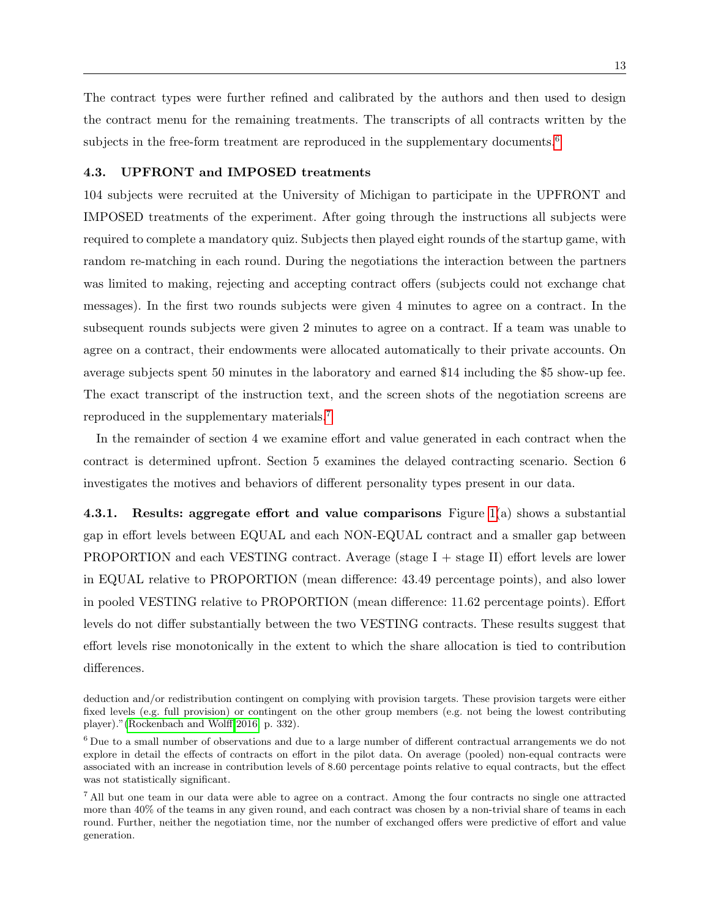The contract types were further refined and calibrated by the authors and then used to design the contract menu for the remaining treatments. The transcripts of all contracts written by the subjects in the free-form treatment are reproduced in the supplementary documents.[6]

### 4.3. UPFRONT and IMPOSED treatments

104 subjects were recruited at the University of Michigan to participate in the UPFRONT and IMPOSED treatments of the experiment. After going through the instructions all subjects were required to complete a mandatory quiz. Subjects then played eight rounds of the startup game, with random re-matching in each round. During the negotiations the interaction between the partners was limited to making, rejecting and accepting contract offers (subjects could not exchange chat messages). In the first two rounds subjects were given 4 minutes to agree on a contract. In the subsequent rounds subjects were given 2 minutes to agree on a contract. If a team was unable to agree on a contract, their endowments were allocated automatically to their private accounts. On average subjects spent 50 minutes in the laboratory and earned $14 including the $5 show-up fee. The exact transcript of the instruction text, and the screen shots of the negotiation screens are reproduced in the supplementary materials.[7]

In the remainder of section 4 we examine effort and value generated in each contract when the contract is determined upfront. Section 5 examines the delayed contracting scenario. Section 6 investigates the motives and behaviors of different personality types present in our data.

**4.3.1. Results: aggregate effort and value comparisons** Figure 1(a) shows a substantial gap in effort levels between EQUAL and each NON-EQUAL contract and a smaller gap between PROPORTION and each VESTING contract. Average (stage I + stage II) effort levels are lower in EQUAL relative to PROPORTION (mean difference: 43.49 percentage points), and also lower in pooled VESTING relative to PROPORTION (mean difference: 11.62 percentage points). Effort levels do not differ substantially between the two VESTING contracts. These results suggest that effort levels rise monotonically in the extent to which the share allocation is tied to contribution differences.

deduction and/or redistribution contingent on complying with provision targets. These provision targets were either fixed levels (e.g. full provision) or contingent on the other group members (e.g. not being the lowest contributing player)."(Rockenbach and Wolff 2016, p. 332).

[6] Due to a small number of observations and due to a large number of different contractual arrangements we do not explore in detail the effects of contracts on effort in the pilot data. On average (pooled) non-equal contracts were associated with an increase in contribution levels of 8.60 percentage points relative to equal contracts, but the effect was not statistically significant.

[7] All but one team in our data were able to agree on a contract. Among the four contracts no single one attracted more than 40% of the teams in any given round, and each contract was chosen by a non-trivial share of teams in each round. Further, neither the negotiation time, nor the number of exchanged offers were predictive of effort and value generation.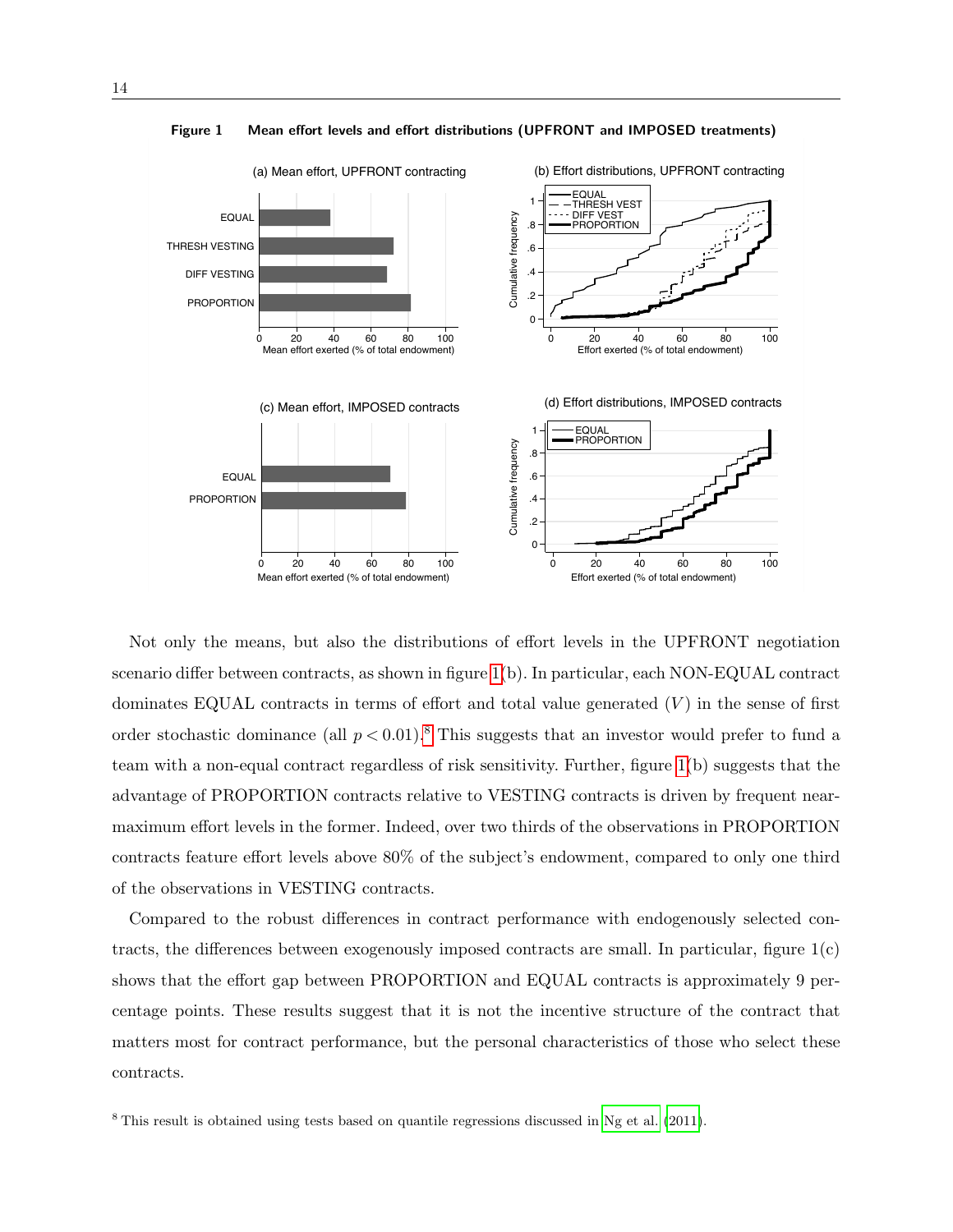**Figure 1 Mean effort levels and effort distributions (UPFRONT and IMPOSED treatments)**

Not only the means, but also the distributions of effort levels in the UPFRONT negotiation scenario differ between contracts, as shown in figure 1(b). In particular, each NON-EQUAL contract dominates EQUAL contracts in terms of effort and total value generated ($V$) in the sense of first order stochastic dominance (all $p < 0.01$).[8] This suggests that an investor would prefer to fund a team with a non-equal contract regardless of risk sensitivity. Further, figure 1(b) suggests that the advantage of PROPORTION contracts relative to VESTING contracts is driven by frequent near-maximum effort levels in the former. Indeed, over two thirds of the observations in PROPORTION contracts feature effort levels above 80% of the subject's endowment, compared to only one third of the observations in VESTING contracts.

Compared to the robust differences in contract performance with endogenously selected contracts, the differences between exogenously imposed contracts are small. In particular, figure 1(c) shows that the effort gap between PROPORTION and EQUAL contracts is approximately 9 percentage points. These results suggest that it is not the incentive structure of the contract that matters most for contract performance, but the personal characteristics of those who select these contracts.

[8] This result is obtained using tests based on quantile regressions discussed in Ng et al. (2011).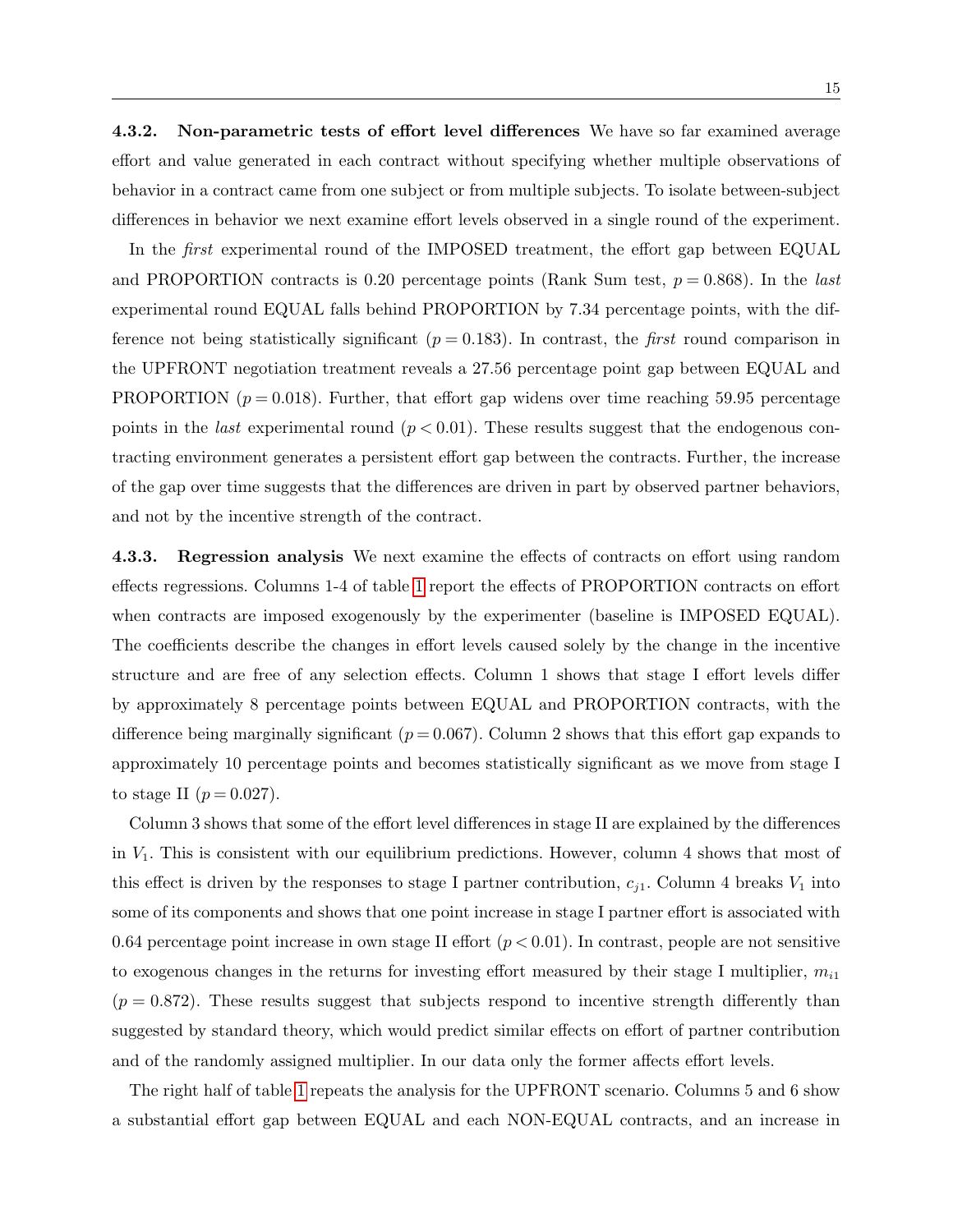#### 4.3.2. Non-parametric tests of effort level differences

We have so far examined average effort and value generated in each contract without specifying whether multiple observations of behavior in a contract came from one subject or from multiple subjects. To isolate between-subject differences in behavior we next examine effort levels observed in a single round of the experiment.

In the *first* experimental round of the IMPOSED treatment, the effort gap between EQUAL and PROPORTION contracts is 0.20 percentage points (Rank Sum test, $p = 0.868$). In the *last* experimental round EQUAL falls behind PROPORTION by 7.34 percentage points, with the difference not being statistically significant ($p = 0.183$). In contrast, the *first* round comparison in the UPFRONT negotiation treatment reveals a 27.56 percentage point gap between EQUAL and PROPORTION ($p = 0.018$). Further, that effort gap widens over time reaching 59.95 percentage points in the *last* experimental round ($p < 0.01$). These results suggest that the endogenous contracting environment generates a persistent effort gap between the contracts. Further, the increase of the gap over time suggests that the differences are driven in part by observed partner behaviors, and not by the incentive strength of the contract.

#### 4.3.3. Regression analysis

We next examine the effects of contracts on effort using random effects regressions. Columns 1-4 of table 1 report the effects of PROPORTION contracts on effort when contracts are imposed exogenously by the experimenter (baseline is IMPOSED EQUAL). The coefficients describe the changes in effort levels caused solely by the change in the incentive structure and are free of any selection effects. Column 1 shows that stage I effort levels differ by approximately 8 percentage points between EQUAL and PROPORTION contracts, with the difference being marginally significant ($p = 0.067$). Column 2 shows that this effort gap expands to approximately 10 percentage points and becomes statistically significant as we move from stage I to stage II ($p = 0.027$).

Column 3 shows that some of the effort level differences in stage II are explained by the differences in $V_1$. This is consistent with our equilibrium predictions. However, column 4 shows that most of this effect is driven by the responses to stage I partner contribution, $c_{j1}$. Column 4 breaks $V_1$ into some of its components and shows that one point increase in stage I partner effort is associated with 0.64 percentage point increase in own stage II effort ($p < 0.01$). In contrast, people are not sensitive to exogenous changes in the returns for investing effort measured by their stage I multiplier, $m_{i1}$ ($p = 0.872$). These results suggest that subjects respond to incentive strength differently than suggested by standard theory, which would predict similar effects on effort of partner contribution and of the randomly assigned multiplier. In our data only the former affects effort levels.

The right half of table 1 repeats the analysis for the UPFRONT scenario. Columns 5 and 6 show a substantial effort gap between EQUAL and each NON-EQUAL contracts, and an increase in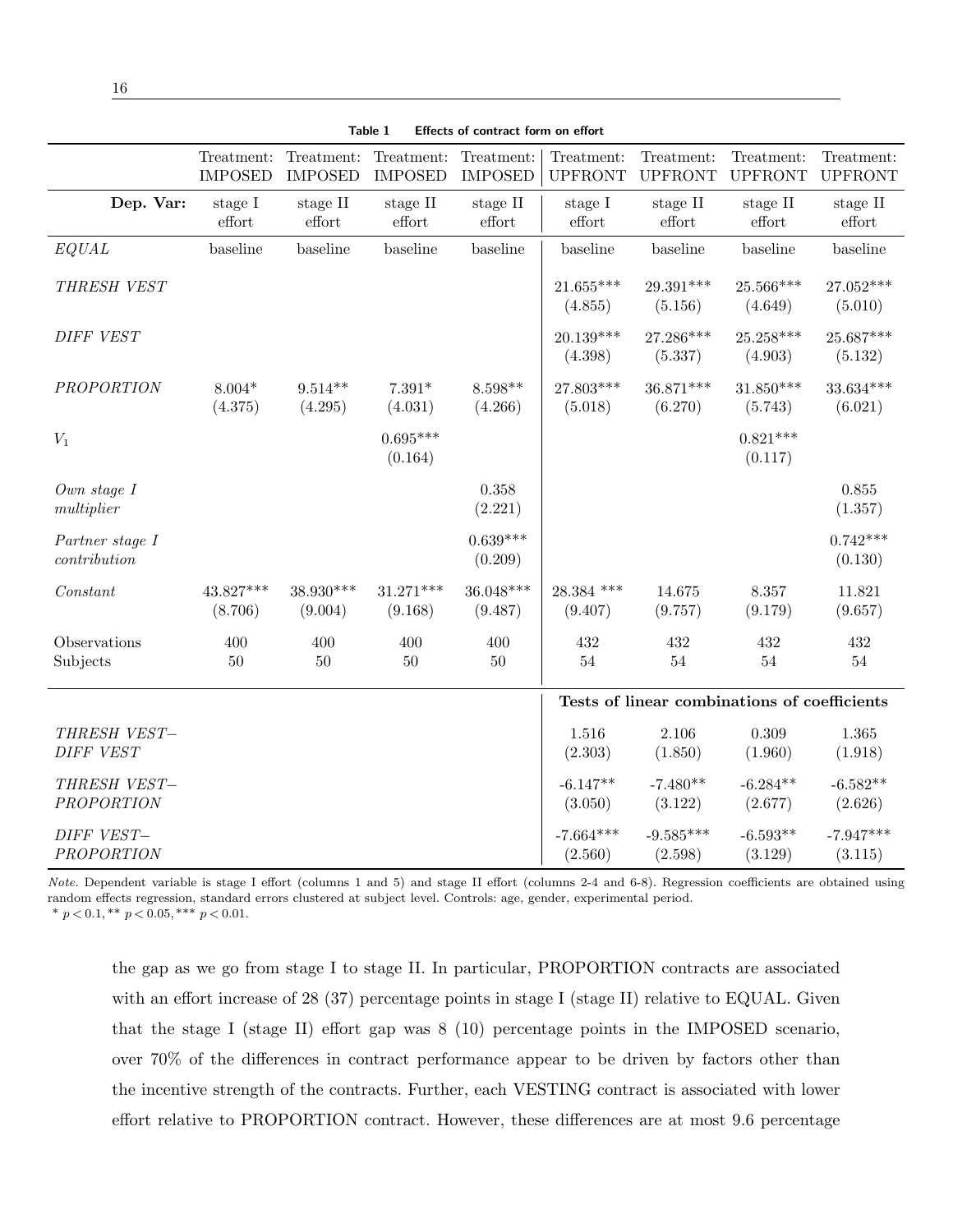**Table 1 Effects of contract form on effort**

| | Treatment: IMPOSED | Treatment: IMPOSED | Treatment: IMPOSED | Treatment: IMPOSED | Treatment: UPFRONT | Treatment: UPFRONT | Treatment: UPFRONT | Treatment: UPFRONT |
|---|---|---|---|---|---|---|---|---|
| **Dep. Var:** | stage I effort | stage II effort | stage II effort | stage II effort | stage I effort | stage II effort | stage II effort | stage II effort |
| *EQUAL* | baseline | baseline | baseline | baseline | baseline | baseline | baseline | baseline |
| *THRESH VEST* | | | | | 21.655*** (4.855) | 29.391*** (5.156) | 25.566*** (4.649) | 27.052*** (5.010) |
| *DIFF VEST* | | | | | 20.139*** (4.398) | 27.286*** (5.337) | 25.258*** (4.903) | 25.687*** (5.132) |
| *PROPORTION* | 8.004* (4.375) | 9.514** (4.295) | 7.391* (4.031) | 8.598** (4.266) | 27.803*** (5.018) | 36.871*** (6.270) | 31.850*** (5.743) | 33.634*** (6.021) |
| $V_1$ | | | 0.695*** (0.164) | | | | 0.821*** (0.117) | |
| *Own stage I multiplier* | | | | 0.358 (2.221) | | | | 0.855 (1.357) |
| *Partner stage I contribution* | | | | 0.639*** (0.209) | | | | 0.742*** (0.130) |
| *Constant* | 43.827*** (8.706) | 38.930*** (9.004) | 31.271*** (9.168) | 36.048*** (9.487) | 28.384 *** (9.407) | 14.675 (9.757) | 8.357 (9.179) | 11.821 (9.657) |
| Observations | 400 | 400 | 400 | 400 | 432 | 432 | 432 | 432 |
| Subjects | 50 | 50 | 50 | 50 | 54 | 54 | 54 | 54 |
| | | | | | **Tests of linear combinations of coefficients** | | | |
| *THRESH VEST– DIFF VEST* | | | | | 1.516 (2.303) | 2.106 (1.850) | 0.309 (1.960) | 1.365 (1.918) |
| *THRESH VEST– PROPORTION* | | | | | -6.147** (3.050) | -7.480** (3.122) | -6.284** (2.677) | -6.582** (2.626) |
| *DIFF VEST– PROPORTION* | | | | | -7.664*** (2.560) | -9.585*** (2.598) | -6.593** (3.129) | -7.947*** (3.115) |

*Note.* Dependent variable is stage I effort (columns 1 and 5) and stage II effort (columns 2-4 and 6-8). Regression coefficients are obtained using random effects regression, standard errors clustered at subject level. Controls: age, gender, experimental period.
* $p < 0.1$, ** $p < 0.05$, *** $p < 0.01$.

the gap as we go from stage I to stage II. In particular, PROPORTION contracts are associated with an effort increase of 28 (37) percentage points in stage I (stage II) relative to EQUAL. Given that the stage I (stage II) effort gap was 8 (10) percentage points in the IMPOSED scenario, over 70% of the differences in contract performance appear to be driven by factors other than the incentive strength of the contracts. Further, each VESTING contract is associated with lower effort relative to PROPORTION contract. However, these differences are at most 9.6 percentage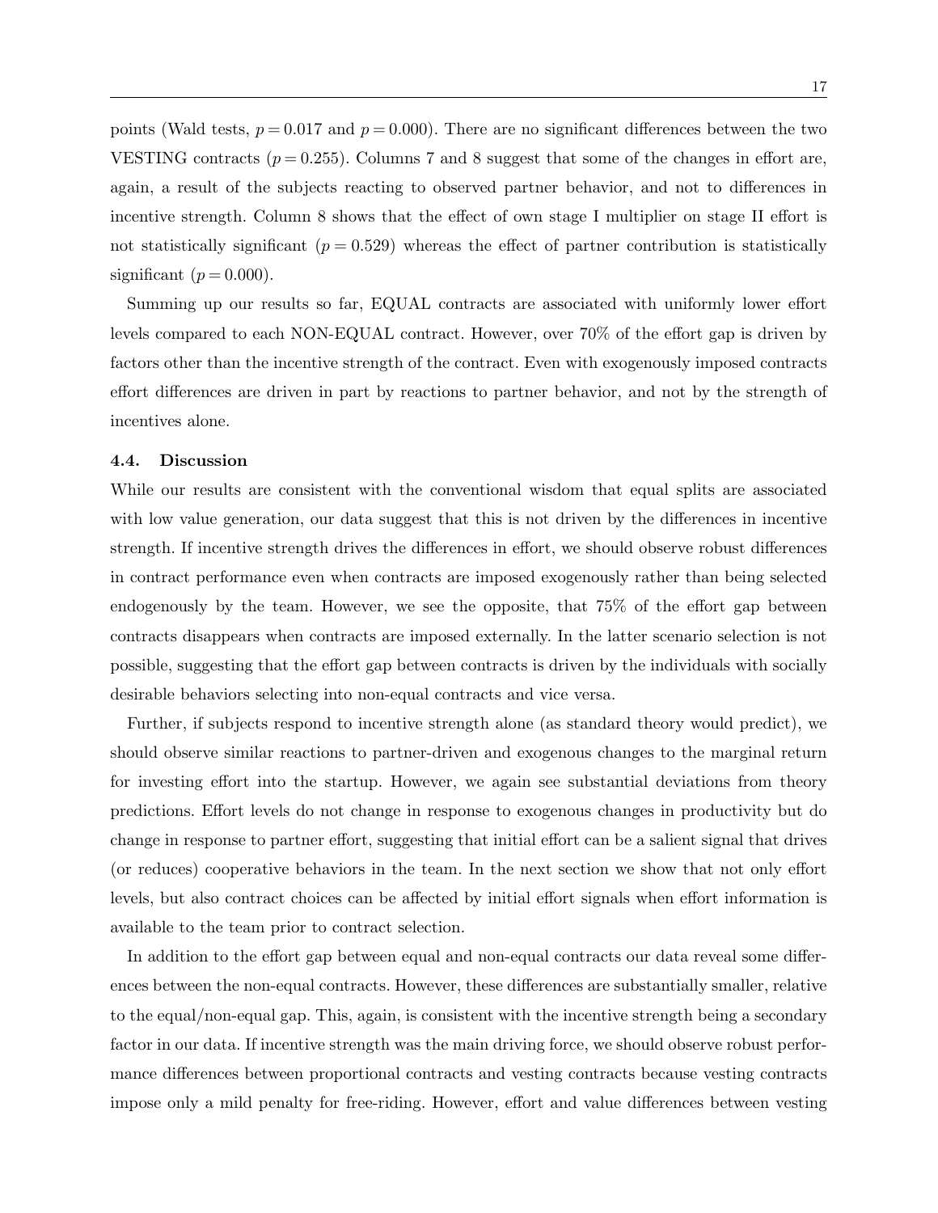points (Wald tests, $p = 0.017$ and $p = 0.000$). There are no significant differences between the two VESTING contracts ($p = 0.255$). Columns 7 and 8 suggest that some of the changes in effort are, again, a result of the subjects reacting to observed partner behavior, and not to differences in incentive strength. Column 8 shows that the effect of own stage I multiplier on stage II effort is not statistically significant ($p = 0.529$) whereas the effect of partner contribution is statistically significant ($p = 0.000$).

Summing up our results so far, EQUAL contracts are associated with uniformly lower effort levels compared to each NON-EQUAL contract. However, over 70% of the effort gap is driven by factors other than the incentive strength of the contract. Even with exogenously imposed contracts effort differences are driven in part by reactions to partner behavior, and not by the strength of incentives alone.

### 4.4. Discussion

While our results are consistent with the conventional wisdom that equal splits are associated with low value generation, our data suggest that this is not driven by the differences in incentive strength. If incentive strength drives the differences in effort, we should observe robust differences in contract performance even when contracts are imposed exogenously rather than being selected endogenously by the team. However, we see the opposite, that 75% of the effort gap between contracts disappears when contracts are imposed externally. In the latter scenario selection is not possible, suggesting that the effort gap between contracts is driven by the individuals with socially desirable behaviors selecting into non-equal contracts and vice versa.

Further, if subjects respond to incentive strength alone (as standard theory would predict), we should observe similar reactions to partner-driven and exogenous changes to the marginal return for investing effort into the startup. However, we again see substantial deviations from theory predictions. Effort levels do not change in response to exogenous changes in productivity but do change in response to partner effort, suggesting that initial effort can be a salient signal that drives (or reduces) cooperative behaviors in the team. In the next section we show that not only effort levels, but also contract choices can be affected by initial effort signals when effort information is available to the team prior to contract selection.

In addition to the effort gap between equal and non-equal contracts our data reveal some differences between the non-equal contracts. However, these differences are substantially smaller, relative to the equal/non-equal gap. This, again, is consistent with the incentive strength being a secondary factor in our data. If incentive strength was the main driving force, we should observe robust performance differences between proportional contracts and vesting contracts because vesting contracts impose only a mild penalty for free-riding. However, effort and value differences between vesting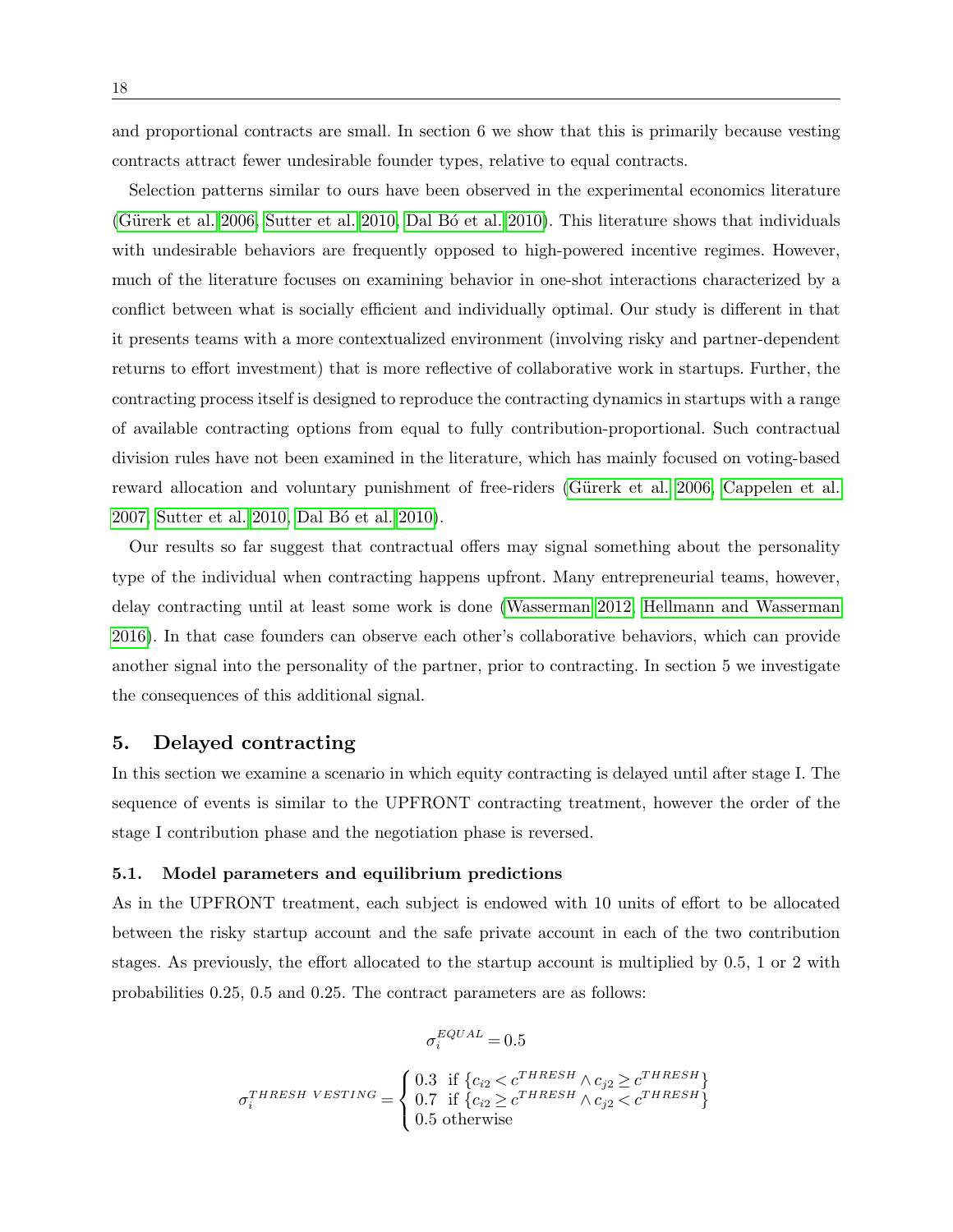and proportional contracts are small. In section 6 we show that this is primarily because vesting contracts attract fewer undesirable founder types, relative to equal contracts.

Selection patterns similar to ours have been observed in the experimental economics literature (Gürerk et al. 2006, Sutter et al. 2010, Dal Bó et al. 2010). This literature shows that individuals with undesirable behaviors are frequently opposed to high-powered incentive regimes. However, much of the literature focuses on examining behavior in one-shot interactions characterized by a conflict between what is socially efficient and individually optimal. Our study is different in that it presents teams with a more contextualized environment (involving risky and partner-dependent returns to effort investment) that is more reflective of collaborative work in startups. Further, the contracting process itself is designed to reproduce the contracting dynamics in startups with a range of available contracting options from equal to fully contribution-proportional. Such contractual division rules have not been examined in the literature, which has mainly focused on voting-based reward allocation and voluntary punishment of free-riders (Gürerk et al. 2006, Cappelen et al. 2007, Sutter et al. 2010, Dal Bó et al. 2010).

Our results so far suggest that contractual offers may signal something about the personality type of the individual when contracting happens upfront. Many entrepreneurial teams, however, delay contracting until at least some work is done (Wasserman 2012, Hellmann and Wasserman 2016). In that case founders can observe each other's collaborative behaviors, which can provide another signal into the personality of the partner, prior to contracting. In section 5 we investigate the consequences of this additional signal.

## 5. Delayed contracting

In this section we examine a scenario in which equity contracting is delayed until after stage I. The sequence of events is similar to the UPFRONT contracting treatment, however the order of the stage I contribution phase and the negotiation phase is reversed.

### 5.1. Model parameters and equilibrium predictions

As in the UPFRONT treatment, each subject is endowed with 10 units of effort to be allocated between the risky startup account and the safe private account in each of the two contribution stages. As previously, the effort allocated to the startup account is multiplied by 0.5, 1 or 2 with probabilities 0.25, 0.5 and 0.25. The contract parameters are as follows:

$$\sigma_i^{EQUAL} = 0.5$$

$$\sigma_i^{THRESH\ VESTING} = \begin{cases} 0.3 & \text{if } \{c_{i2} < c^{THRESH} \wedge c_{j2} \geq c^{THRESH}\} \\ 0.7 & \text{if } \{c_{i2} \geq c^{THRESH} \wedge c_{j2} < c^{THRESH}\} \\ 0.5 & \text{otherwise} \end{cases}$$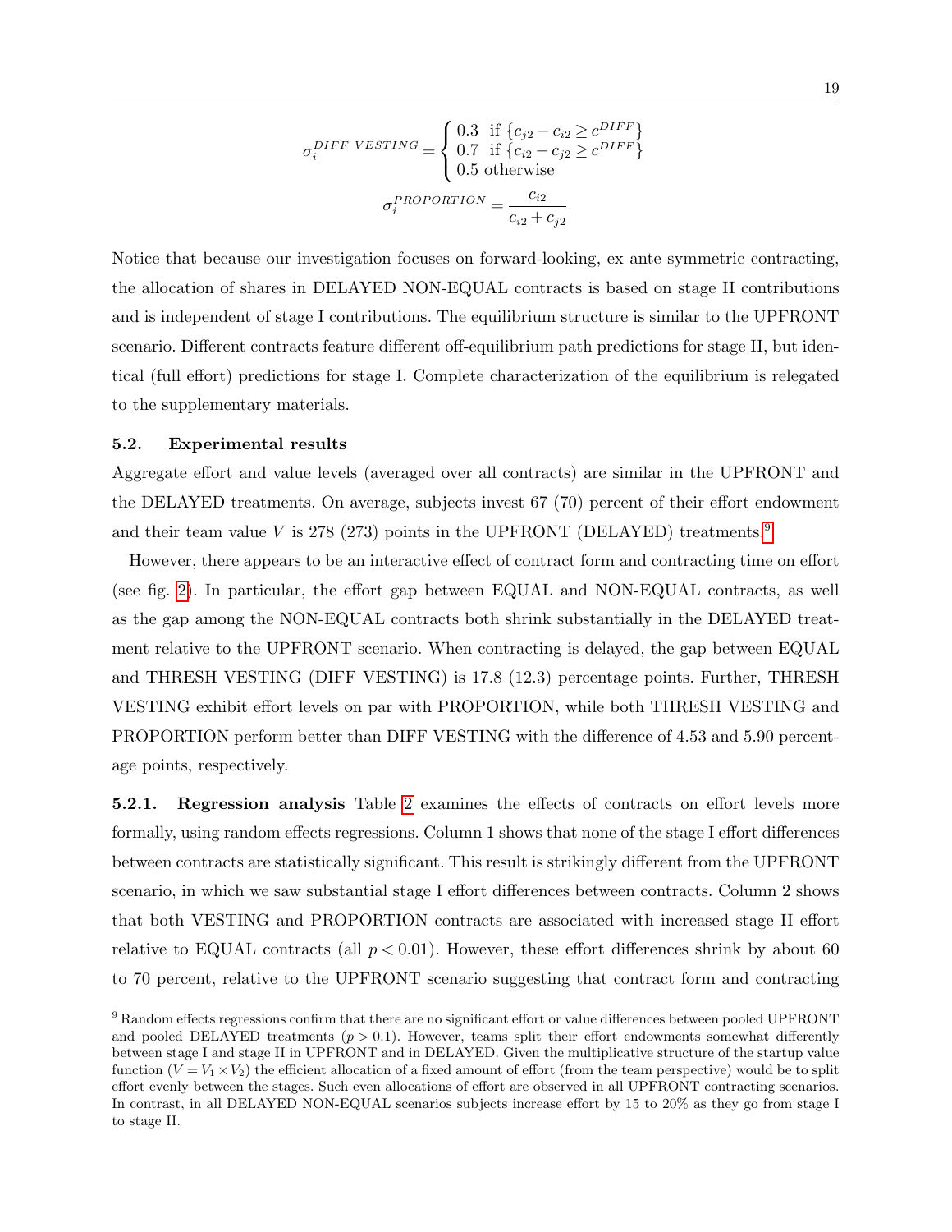$$\sigma_i^{DIFF\ VESTING} = \begin{cases} 0.3 & \text{if } \{c_{j2} - c_{i2} \geq c^{DIFF}\} \\ 0.7 & \text{if } \{c_{i2} - c_{j2} \geq c^{DIFF}\} \\ 0.5 & \text{otherwise} \end{cases}$$

$$\sigma_i^{PROPORTION} = \frac{c_{i2}}{c_{i2} + c_{j2}}$$

Notice that because our investigation focuses on forward-looking, ex ante symmetric contracting, the allocation of shares in DELAYED NON-EQUAL contracts is based on stage II contributions and is independent of stage I contributions. The equilibrium structure is similar to the UPFRONT scenario. Different contracts feature different off-equilibrium path predictions for stage II, but identical (full effort) predictions for stage I. Complete characterization of the equilibrium is relegated to the supplementary materials.

### 5.2. Experimental results

Aggregate effort and value levels (averaged over all contracts) are similar in the UPFRONT and the DELAYED treatments. On average, subjects invest 67 (70) percent of their effort endowment and their team value $V$ is 278 (273) points in the UPFRONT (DELAYED) treatments.[9]

However, there appears to be an interactive effect of contract form and contracting time on effort (see fig. 2). In particular, the effort gap between EQUAL and NON-EQUAL contracts, as well as the gap among the NON-EQUAL contracts both shrink substantially in the DELAYED treatment relative to the UPFRONT scenario. When contracting is delayed, the gap between EQUAL and THRESH VESTING (DIFF VESTING) is 17.8 (12.3) percentage points. Further, THRESH VESTING exhibit effort levels on par with PROPORTION, while both THRESH VESTING and PROPORTION perform better than DIFF VESTING with the difference of 4.53 and 5.90 percentage points, respectively.

**5.2.1. Regression analysis** Table 2 examines the effects of contracts on effort levels more formally, using random effects regressions. Column 1 shows that none of the stage I effort differences between contracts are statistically significant. This result is strikingly different from the UPFRONT scenario, in which we saw substantial stage I effort differences between contracts. Column 2 shows that both VESTING and PROPORTION contracts are associated with increased stage II effort relative to EQUAL contracts (all $p < 0.01$). However, these effort differences shrink by about 60 to 70 percent, relative to the UPFRONT scenario suggesting that contract form and contracting

[9] Random effects regressions confirm that there are no significant effort or value differences between pooled UPFRONT and pooled DELAYED treatments ($p > 0.1$). However, teams split their effort endowments somewhat differently between stage I and stage II in UPFRONT and in DELAYED. Given the multiplicative structure of the startup value function ($V = V_1 \times V_2$) the efficient allocation of a fixed amount of effort (from the team perspective) would be to split effort evenly between the stages. Such even allocations of effort are observed in all UPFRONT contracting scenarios. In contrast, in all DELAYED NON-EQUAL scenarios subjects increase effort by 15 to 20% as they go from stage I to stage II.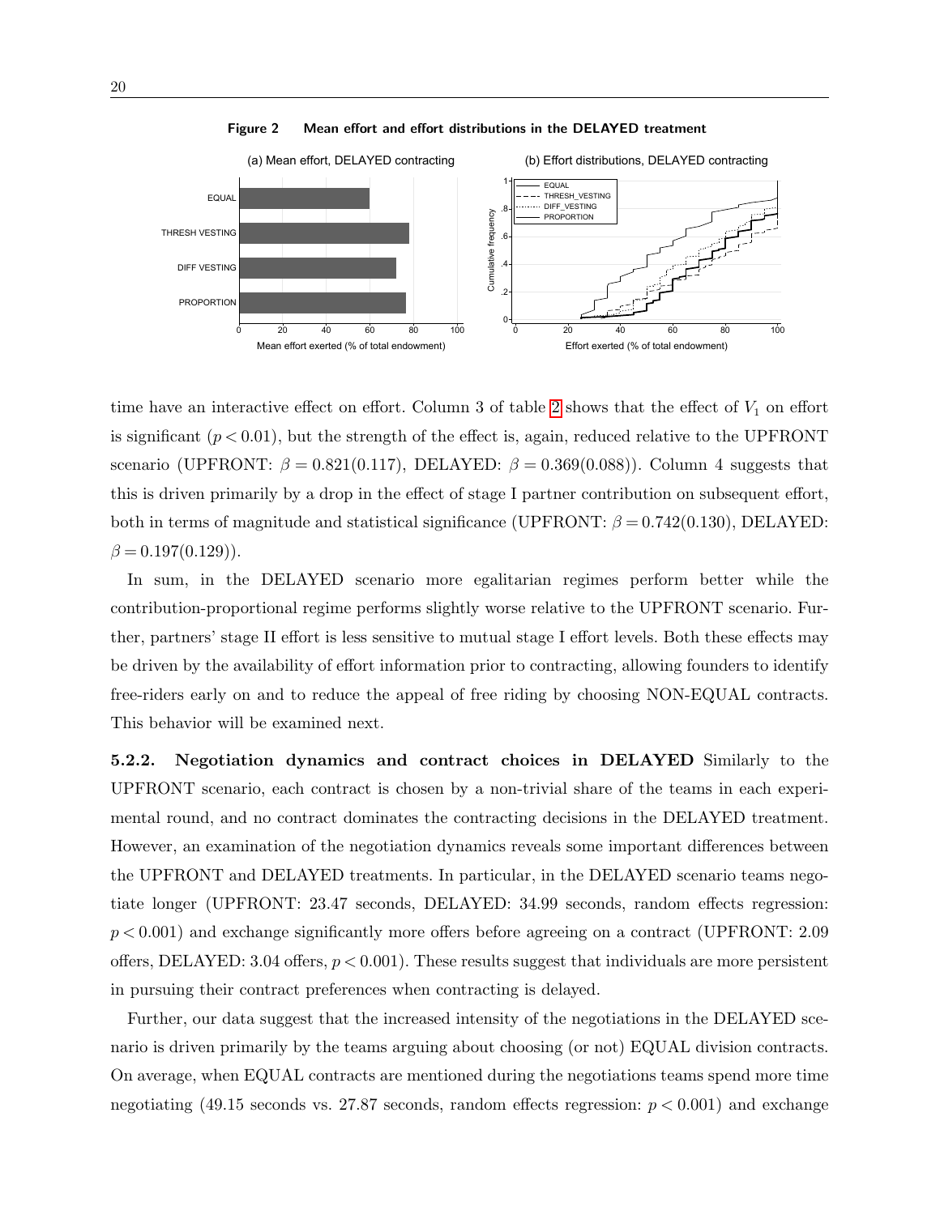**Figure 2 Mean effort and effort distributions in the DELAYED treatment**

time have an interactive effect on effort. Column 3 of table 2 shows that the effect of $V_1$ on effort is significant ($p < 0.01$), but the strength of the effect is, again, reduced relative to the UPFRONT scenario (UPFRONT: $\beta = 0.821(0.117)$, DELAYED: $\beta = 0.369(0.088)$). Column 4 suggests that this is driven primarily by a drop in the effect of stage I partner contribution on subsequent effort, both in terms of magnitude and statistical significance (UPFRONT: $\beta = 0.742(0.130)$, DELAYED: $\beta = 0.197(0.129)$).

In sum, in the DELAYED scenario more egalitarian regimes perform better while the contribution-proportional regime performs slightly worse relative to the UPFRONT scenario. Further, partners' stage II effort is less sensitive to mutual stage I effort levels. Both these effects may be driven by the availability of effort information prior to contracting, allowing founders to identify free-riders early on and to reduce the appeal of free riding by choosing NON-EQUAL contracts. This behavior will be examined next.

**5.2.2. Negotiation dynamics and contract choices in DELAYED** Similarly to the UPFRONT scenario, each contract is chosen by a non-trivial share of the teams in each experimental round, and no contract dominates the contracting decisions in the DELAYED treatment. However, an examination of the negotiation dynamics reveals some important differences between the UPFRONT and DELAYED treatments. In particular, in the DELAYED scenario teams negotiate longer (UPFRONT: 23.47 seconds, DELAYED: 34.99 seconds, random effects regression: $p < 0.001$) and exchange significantly more offers before agreeing on a contract (UPFRONT: 2.09 offers, DELAYED: 3.04 offers, $p < 0.001$). These results suggest that individuals are more persistent in pursuing their contract preferences when contracting is delayed.

Further, our data suggest that the increased intensity of the negotiations in the DELAYED scenario is driven primarily by the teams arguing about choosing (or not) EQUAL division contracts. On average, when EQUAL contracts are mentioned during the negotiations teams spend more time negotiating (49.15 seconds vs. 27.87 seconds, random effects regression: $p < 0.001$) and exchange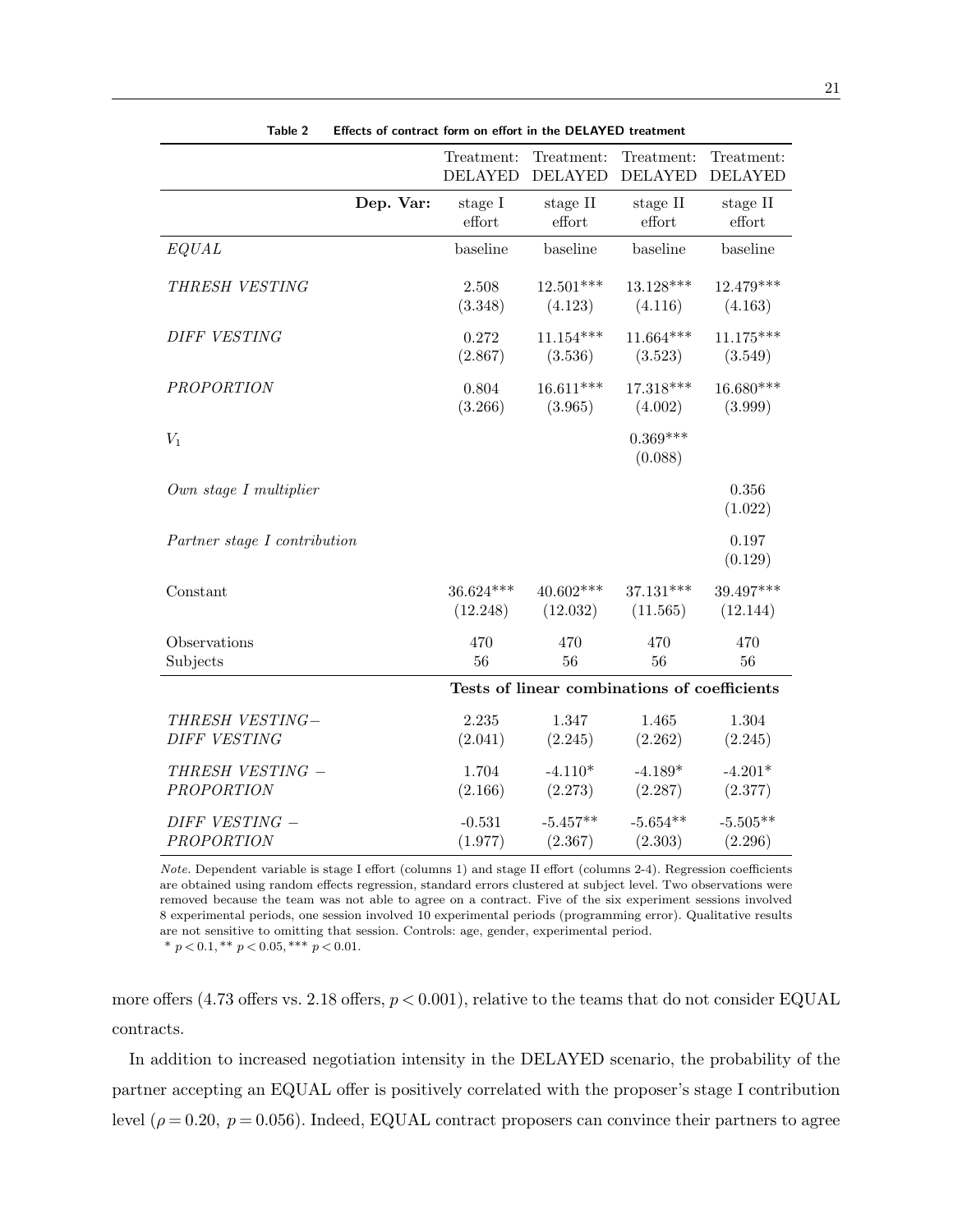**Table 2 Effects of contract form on effort in the DELAYED treatment**

| | Treatment: DELAYED | Treatment: DELAYED | Treatment: DELAYED | Treatment: DELAYED |
|---|---|---|---|---|
| **Dep. Var:** | stage I effort | stage II effort | stage II effort | stage II effort |
| *EQUAL* | baseline | baseline | baseline | baseline |
| *THRESH VESTING* | 2.508<br>(3.348) | 12.501***<br>(4.123) | 13.128***<br>(4.116) | 12.479***<br>(4.163) |
| *DIFF VESTING* | 0.272<br>(2.867) | 11.154***<br>(3.536) | 11.664***<br>(3.523) | 11.175***<br>(3.549) |
| *PROPORTION* | 0.804<br>(3.266) | 16.611***<br>(3.965) | 17.318***<br>(4.002) | 16.680***<br>(3.999) |
| $V_1$ | | | 0.369***<br>(0.088) | |
| *Own stage I multiplier* | | | | 0.356<br>(1.022) |
| *Partner stage I contribution* | | | | 0.197<br>(0.129) |
| Constant | 36.624***<br>(12.248) | 40.602***<br>(12.032) | 37.131***<br>(11.565) | 39.497***<br>(12.144) |
| Observations | 470 | 470 | 470 | 470 |
| Subjects | 56 | 56 | 56 | 56 |
| | **Tests of linear combinations of coefficients** | | | |
| *THRESH VESTING− DIFF VESTING* | 2.235<br>(2.041) | 1.347<br>(2.245) | 1.465<br>(2.262) | 1.304<br>(2.245) |
| *THRESH VESTING − PROPORTION* | 1.704<br>(2.166) | -4.110*<br>(2.273) | -4.189*<br>(2.287) | -4.201*<br>(2.377) |
| *DIFF VESTING − PROPORTION* | -0.531<br>(1.977) | -5.457**<br>(2.367) | -5.654**<br>(2.303) | -5.505**<br>(2.296) |

*Note.* Dependent variable is stage I effort (columns 1) and stage II effort (columns 2-4). Regression coefficients are obtained using random effects regression, standard errors clustered at subject level. Two observations were removed because the team was not able to agree on a contract. Five of the six experiment sessions involved 8 experimental periods, one session involved 10 experimental periods (programming error). Qualitative results are not sensitive to omitting that session. Controls: age, gender, experimental period.
* $p < 0.1$, ** $p < 0.05$, *** $p < 0.01$.

more offers (4.73 offers vs. 2.18 offers, $p < 0.001$), relative to the teams that do not consider EQUAL contracts.

In addition to increased negotiation intensity in the DELAYED scenario, the probability of the partner accepting an EQUAL offer is positively correlated with the proposer's stage I contribution level ($\rho = 0.20,\ p = 0.056$). Indeed, EQUAL contract proposers can convince their partners to agree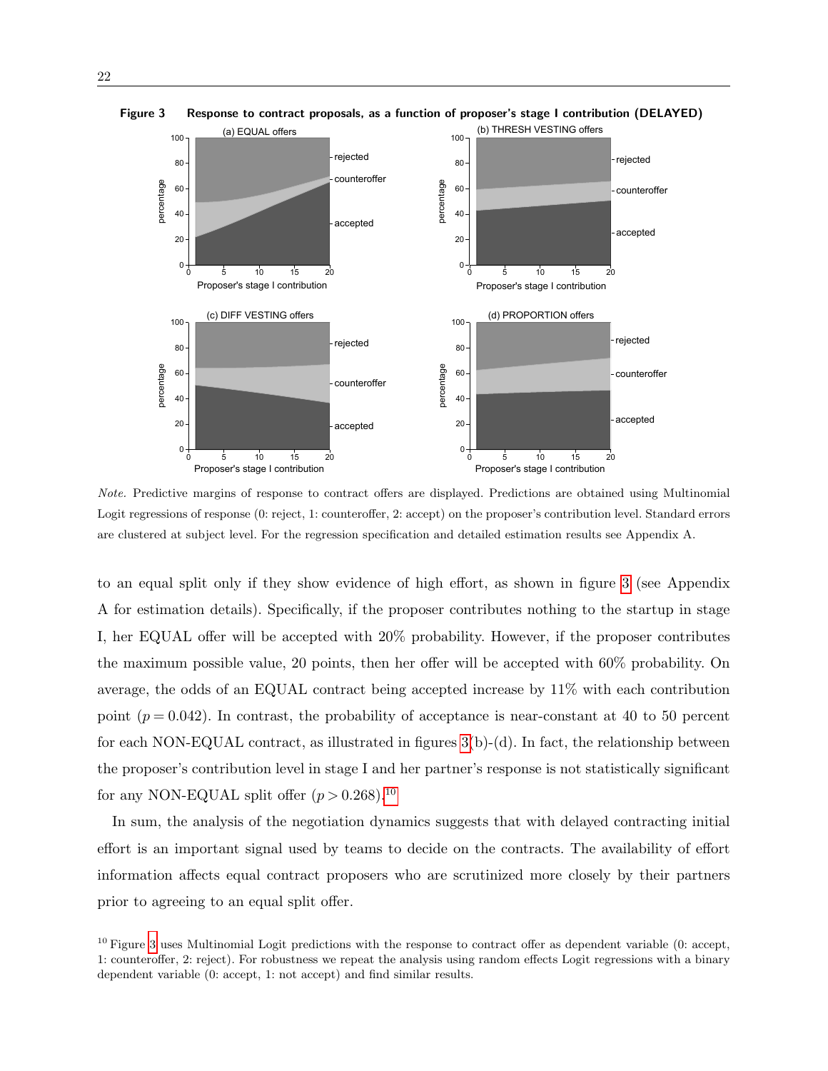**Figure 3 Response to contract proposals, as a function of proposer's stage I contribution (DELAYED)**

*Note.* Predictive margins of response to contract offers are displayed. Predictions are obtained using Multinomial Logit regressions of response (0: reject, 1: counteroffer, 2: accept) on the proposer's contribution level. Standard errors are clustered at subject level. For the regression specification and detailed estimation results see Appendix A.

to an equal split only if they show evidence of high effort, as shown in figure 3 (see Appendix A for estimation details). Specifically, if the proposer contributes nothing to the startup in stage I, her EQUAL offer will be accepted with 20% probability. However, if the proposer contributes the maximum possible value, 20 points, then her offer will be accepted with 60% probability. On average, the odds of an EQUAL contract being accepted increase by 11% with each contribution point ($p = 0.042$). In contrast, the probability of acceptance is near-constant at 40 to 50 percent for each NON-EQUAL contract, as illustrated in figures 3(b)-(d). In fact, the relationship between the proposer's contribution level in stage I and her partner's response is not statistically significant for any NON-EQUAL split offer ($p > 0.268$).[10]

In sum, the analysis of the negotiation dynamics suggests that with delayed contracting initial effort is an important signal used by teams to decide on the contracts. The availability of effort information affects equal contract proposers who are scrutinized more closely by their partners prior to agreeing to an equal split offer.

[10] Figure 3 uses Multinomial Logit predictions with the response to contract offer as dependent variable (0: accept, 1: counteroffer, 2: reject). For robustness we repeat the analysis using random effects Logit regressions with a binary dependent variable (0: accept, 1: not accept) and find similar results.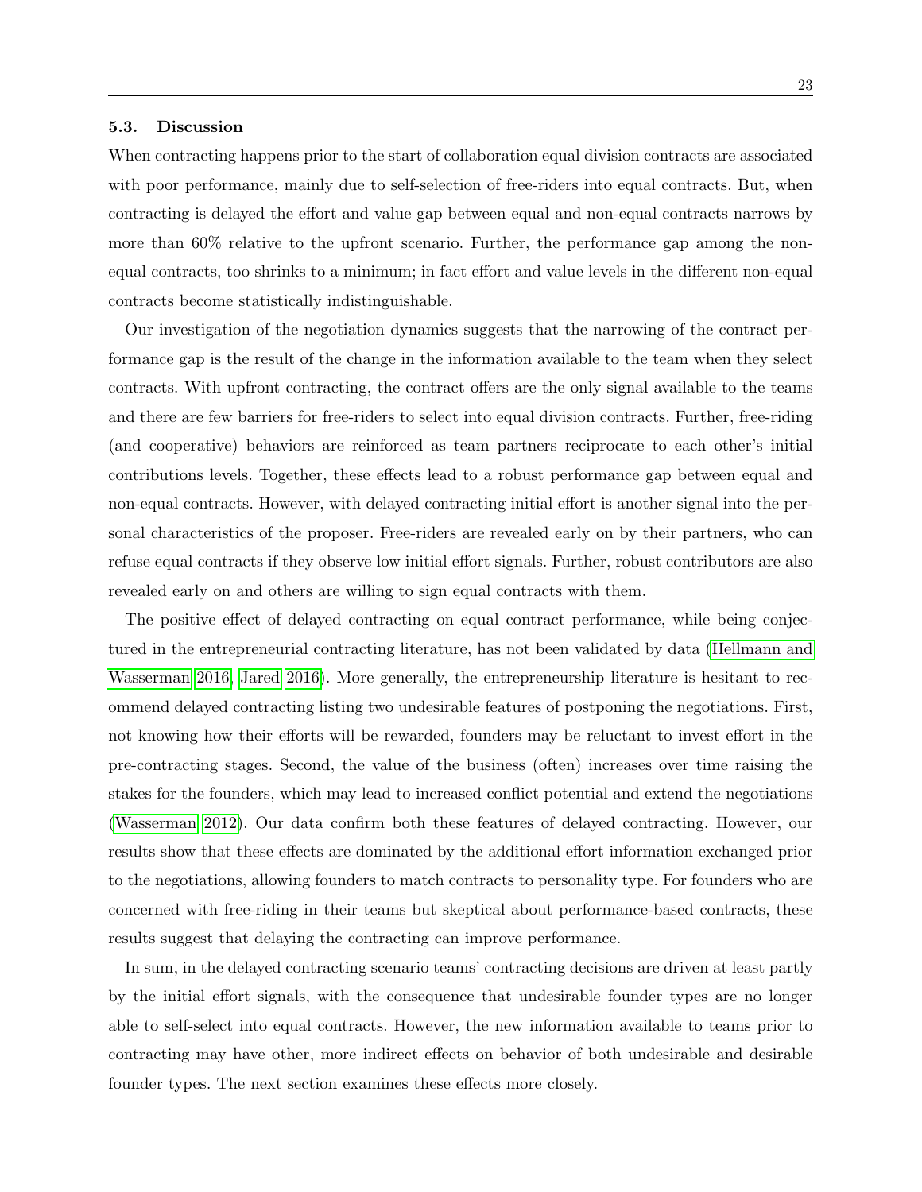### 5.3. Discussion

When contracting happens prior to the start of collaboration equal division contracts are associated with poor performance, mainly due to self-selection of free-riders into equal contracts. But, when contracting is delayed the effort and value gap between equal and non-equal contracts narrows by more than 60% relative to the upfront scenario. Further, the performance gap among the non-equal contracts, too shrinks to a minimum; in fact effort and value levels in the different non-equal contracts become statistically indistinguishable.

Our investigation of the negotiation dynamics suggests that the narrowing of the contract performance gap is the result of the change in the information available to the team when they select contracts. With upfront contracting, the contract offers are the only signal available to the teams and there are few barriers for free-riders to select into equal division contracts. Further, free-riding (and cooperative) behaviors are reinforced as team partners reciprocate to each other's initial contributions levels. Together, these effects lead to a robust performance gap between equal and non-equal contracts. However, with delayed contracting initial effort is another signal into the personal characteristics of the proposer. Free-riders are revealed early on by their partners, who can refuse equal contracts if they observe low initial effort signals. Further, robust contributors are also revealed early on and others are willing to sign equal contracts with them.

The positive effect of delayed contracting on equal contract performance, while being conjectured in the entrepreneurial contracting literature, has not been validated by data (Hellmann and Wasserman 2016, Jared 2016). More generally, the entrepreneurship literature is hesitant to recommend delayed contracting listing two undesirable features of postponing the negotiations. First, not knowing how their efforts will be rewarded, founders may be reluctant to invest effort in the pre-contracting stages. Second, the value of the business (often) increases over time raising the stakes for the founders, which may lead to increased conflict potential and extend the negotiations (Wasserman 2012). Our data confirm both these features of delayed contracting. However, our results show that these effects are dominated by the additional effort information exchanged prior to the negotiations, allowing founders to match contracts to personality type. For founders who are concerned with free-riding in their teams but skeptical about performance-based contracts, these results suggest that delaying the contracting can improve performance.

In sum, in the delayed contracting scenario teams' contracting decisions are driven at least partly by the initial effort signals, with the consequence that undesirable founder types are no longer able to self-select into equal contracts. However, the new information available to teams prior to contracting may have other, more indirect effects on behavior of both undesirable and desirable founder types. The next section examines these effects more closely.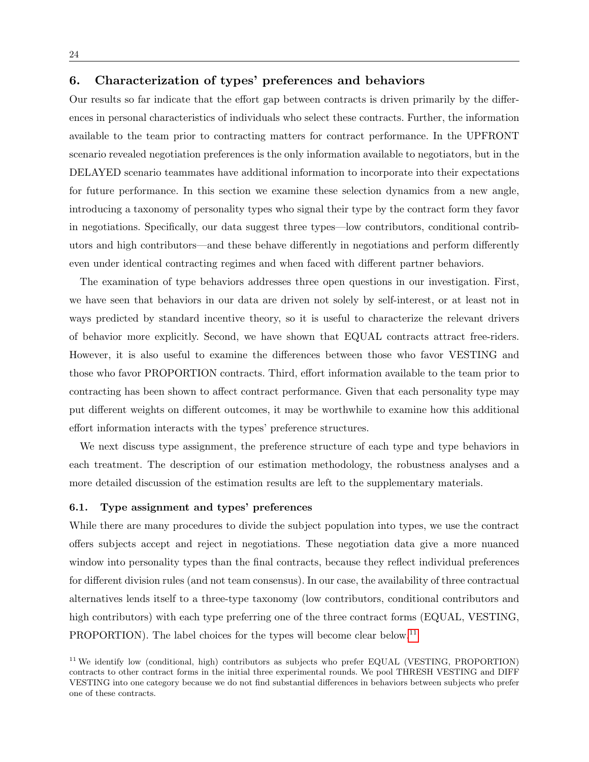## 6. Characterization of types' preferences and behaviors

Our results so far indicate that the effort gap between contracts is driven primarily by the differences in personal characteristics of individuals who select these contracts. Further, the information available to the team prior to contracting matters for contract performance. In the UPFRONT scenario revealed negotiation preferences is the only information available to negotiators, but in the DELAYED scenario teammates have additional information to incorporate into their expectations for future performance. In this section we examine these selection dynamics from a new angle, introducing a taxonomy of personality types who signal their type by the contract form they favor in negotiations. Specifically, our data suggest three types—low contributors, conditional contributors and high contributors—and these behave differently in negotiations and perform differently even under identical contracting regimes and when faced with different partner behaviors.

The examination of type behaviors addresses three open questions in our investigation. First, we have seen that behaviors in our data are driven not solely by self-interest, or at least not in ways predicted by standard incentive theory, so it is useful to characterize the relevant drivers of behavior more explicitly. Second, we have shown that EQUAL contracts attract free-riders. However, it is also useful to examine the differences between those who favor VESTING and those who favor PROPORTION contracts. Third, effort information available to the team prior to contracting has been shown to affect contract performance. Given that each personality type may put different weights on different outcomes, it may be worthwhile to examine how this additional effort information interacts with the types' preference structures.

We next discuss type assignment, the preference structure of each type and type behaviors in each treatment. The description of our estimation methodology, the robustness analyses and a more detailed discussion of the estimation results are left to the supplementary materials.

### 6.1. Type assignment and types' preferences

While there are many procedures to divide the subject population into types, we use the contract offers subjects accept and reject in negotiations. These negotiation data give a more nuanced window into personality types than the final contracts, because they reflect individual preferences for different division rules (and not team consensus). In our case, the availability of three contractual alternatives lends itself to a three-type taxonomy (low contributors, conditional contributors and high contributors) with each type preferring one of the three contract forms (EQUAL, VESTING, PROPORTION). The label choices for the types will become clear below.[11]

[11] We identify low (conditional, high) contributors as subjects who prefer EQUAL (VESTING, PROPORTION) contracts to other contract forms in the initial three experimental rounds. We pool THRESH VESTING and DIFF VESTING into one category because we do not find substantial differences in behaviors between subjects who prefer one of these contracts.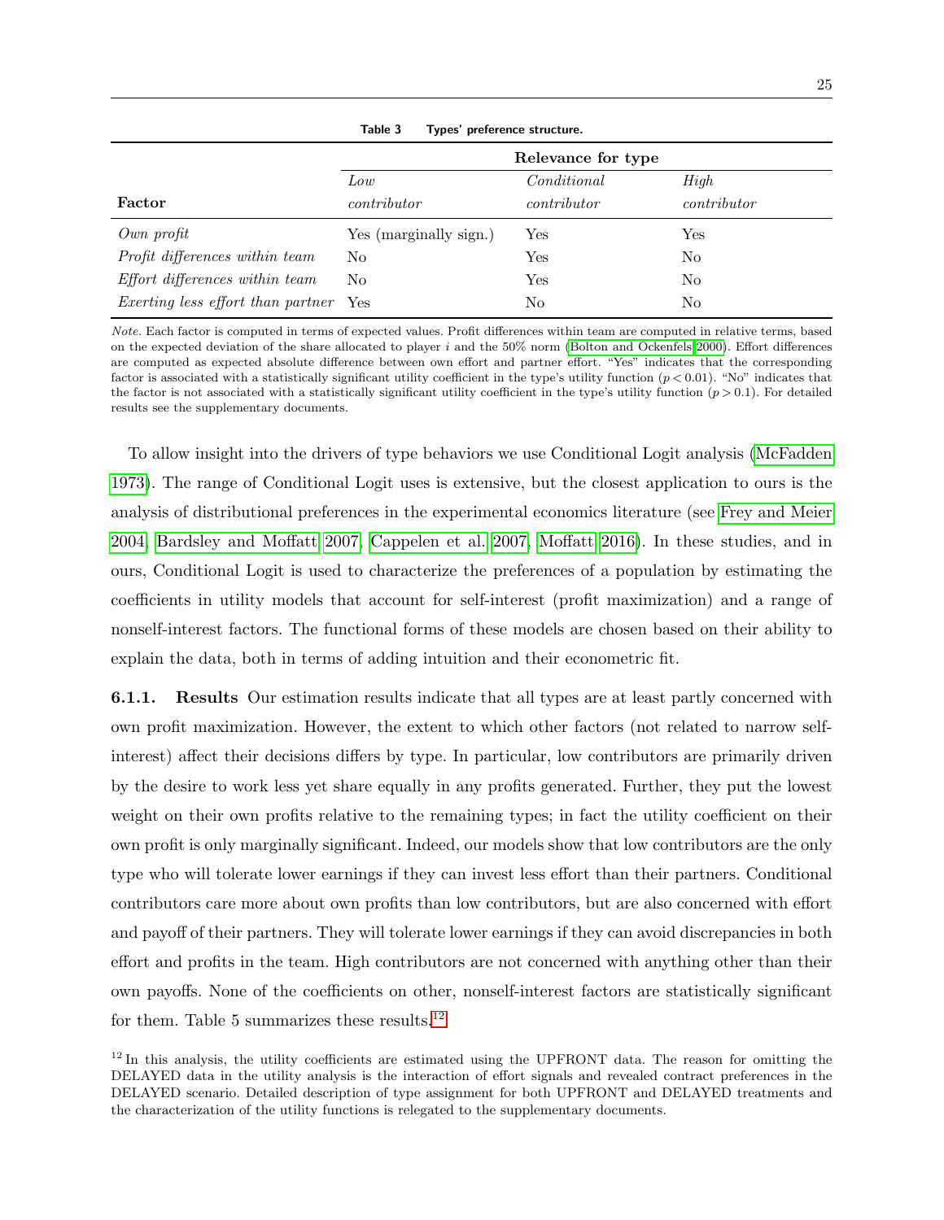**Table 3** Types' preference structure.

| | Relevance for type | | |
|---|---|---|---|
| **Factor** | *Low contributor* | *Conditional contributor* | *High contributor* |
| *Own profit* | Yes (marginally sign.) | Yes | Yes |
| *Profit differences within team* | No | Yes | No |
| *Effort differences within team* | No | Yes | No |
| *Exerting less effort than partner* | Yes | No | No |

*Note.* Each factor is computed in terms of expected values. Profit differences within team are computed in relative terms, based on the expected deviation of the share allocated to player $i$ and the 50% norm (Bolton and Ockenfels 2000). Effort differences are computed as expected absolute difference between own effort and partner effort. "Yes" indicates that the corresponding factor is associated with a statistically significant utility coefficient in the type's utility function ($p < 0.01$). "No" indicates that the factor is not associated with a statistically significant utility coefficient in the type's utility function ($p > 0.1$). For detailed results see the supplementary documents.

To allow insight into the drivers of type behaviors we use Conditional Logit analysis (McFadden 1973). The range of Conditional Logit uses is extensive, but the closest application to ours is the analysis of distributional preferences in the experimental economics literature (see Frey and Meier 2004, Bardsley and Moffatt 2007, Cappelen et al. 2007, Moffatt 2016). In these studies, and in ours, Conditional Logit is used to characterize the preferences of a population by estimating the coefficients in utility models that account for self-interest (profit maximization) and a range of nonself-interest factors. The functional forms of these models are chosen based on their ability to explain the data, both in terms of adding intuition and their econometric fit.

**6.1.1. Results** Our estimation results indicate that all types are at least partly concerned with own profit maximization. However, the extent to which other factors (not related to narrow self-interest) affect their decisions differs by type. In particular, low contributors are primarily driven by the desire to work less yet share equally in any profits generated. Further, they put the lowest weight on their own profits relative to the remaining types; in fact the utility coefficient on their own profit is only marginally significant. Indeed, our models show that low contributors are the only type who will tolerate lower earnings if they can invest less effort than their partners. Conditional contributors care more about own profits than low contributors, but are also concerned with effort and payoff of their partners. They will tolerate lower earnings if they can avoid discrepancies in both effort and profits in the team. High contributors are not concerned with anything other than their own payoffs. None of the coefficients on other, nonself-interest factors are statistically significant for them. Table 5 summarizes these results.[12]

[12] In this analysis, the utility coefficients are estimated using the UPFRONT data. The reason for omitting the DELAYED data in the utility analysis is the interaction of effort signals and revealed contract preferences in the DELAYED scenario. Detailed description of type assignment for both UPFRONT and DELAYED treatments and the characterization of the utility functions is relegated to the supplementary documents.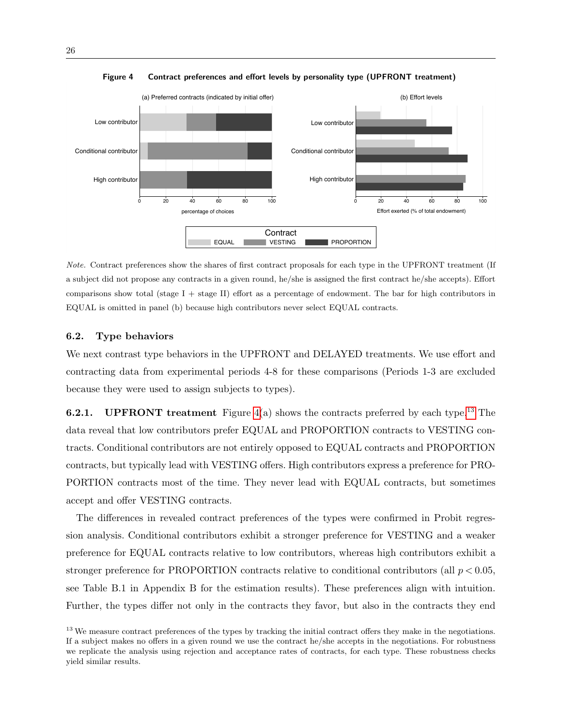**Figure 4 Contract preferences and effort levels by personality type (UPFRONT treatment)**

*Note.* Contract preferences show the shares of first contract proposals for each type in the UPFRONT treatment (If a subject did not propose any contracts in a given round, he/she is assigned the first contract he/she accepts). Effort comparisons show total (stage I + stage II) effort as a percentage of endowment. The bar for high contributors in EQUAL is omitted in panel (b) because high contributors never select EQUAL contracts.

### 6.2. Type behaviors

We next contrast type behaviors in the UPFRONT and DELAYED treatments. We use effort and contracting data from experimental periods 4-8 for these comparisons (Periods 1-3 are excluded because they were used to assign subjects to types).

**6.2.1. UPFRONT treatment** Figure 4(a) shows the contracts preferred by each type.[13] The data reveal that low contributors prefer EQUAL and PROPORTION contracts to VESTING contracts. Conditional contributors are not entirely opposed to EQUAL contracts and PROPORTION contracts, but typically lead with VESTING offers. High contributors express a preference for PROPORTION contracts most of the time. They never lead with EQUAL contracts, but sometimes accept and offer VESTING contracts.

The differences in revealed contract preferences of the types were confirmed in Probit regression analysis. Conditional contributors exhibit a stronger preference for VESTING and a weaker preference for EQUAL contracts relative to low contributors, whereas high contributors exhibit a stronger preference for PROPORTION contracts relative to conditional contributors (all $p < 0.05$, see Table B.1 in Appendix B for the estimation results). These preferences align with intuition. Further, the types differ not only in the contracts they favor, but also in the contracts they end

[13] We measure contract preferences of the types by tracking the initial contract offers they make in the negotiations. If a subject makes no offers in a given round we use the contract he/she accepts in the negotiations. For robustness we replicate the analysis using rejection and acceptance rates of contracts, for each type. These robustness checks yield similar results.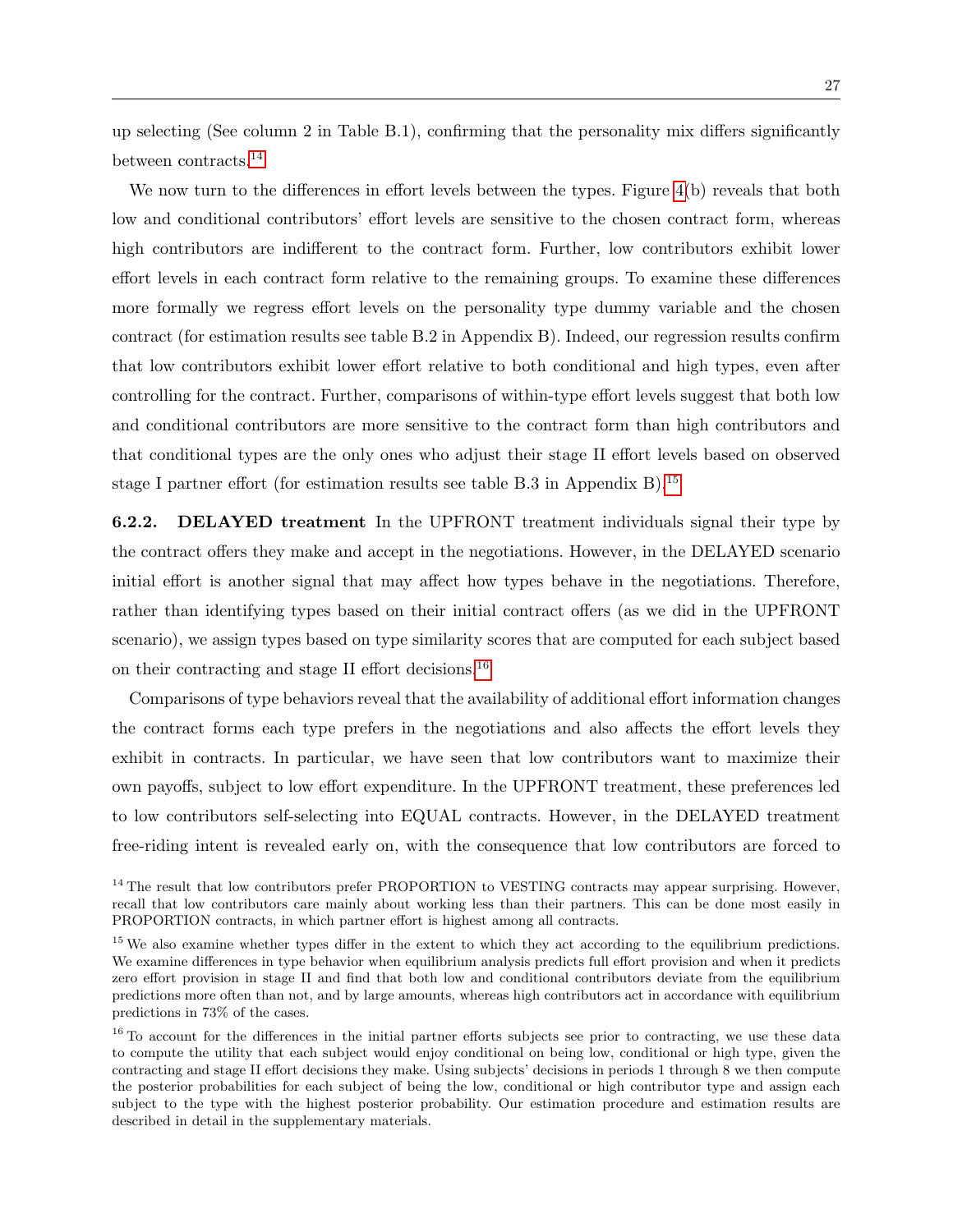up selecting (See column 2 in Table B.1), confirming that the personality mix differs significantly between contracts.[14]

We now turn to the differences in effort levels between the types. Figure 4(b) reveals that both low and conditional contributors' effort levels are sensitive to the chosen contract form, whereas high contributors are indifferent to the contract form. Further, low contributors exhibit lower effort levels in each contract form relative to the remaining groups. To examine these differences more formally we regress effort levels on the personality type dummy variable and the chosen contract (for estimation results see table B.2 in Appendix B). Indeed, our regression results confirm that low contributors exhibit lower effort relative to both conditional and high types, even after controlling for the contract. Further, comparisons of within-type effort levels suggest that both low and conditional contributors are more sensitive to the contract form than high contributors and that conditional types are the only ones who adjust their stage II effort levels based on observed stage I partner effort (for estimation results see table B.3 in Appendix B).[15]

**6.2.2. DELAYED treatment** In the UPFRONT treatment individuals signal their type by the contract offers they make and accept in the negotiations. However, in the DELAYED scenario initial effort is another signal that may affect how types behave in the negotiations. Therefore, rather than identifying types based on their initial contract offers (as we did in the UPFRONT scenario), we assign types based on type similarity scores that are computed for each subject based on their contracting and stage II effort decisions.[16]

Comparisons of type behaviors reveal that the availability of additional effort information changes the contract forms each type prefers in the negotiations and also affects the effort levels they exhibit in contracts. In particular, we have seen that low contributors want to maximize their own payoffs, subject to low effort expenditure. In the UPFRONT treatment, these preferences led to low contributors self-selecting into EQUAL contracts. However, in the DELAYED treatment free-riding intent is revealed early on, with the consequence that low contributors are forced to

[14] The result that low contributors prefer PROPORTION to VESTING contracts may appear surprising. However, recall that low contributors care mainly about working less than their partners. This can be done most easily in PROPORTION contracts, in which partner effort is highest among all contracts.

[15] We also examine whether types differ in the extent to which they act according to the equilibrium predictions. We examine differences in type behavior when equilibrium analysis predicts full effort provision and when it predicts zero effort provision in stage II and find that both low and conditional contributors deviate from the equilibrium predictions more often than not, and by large amounts, whereas high contributors act in accordance with equilibrium predictions in 73% of the cases.

[16] To account for the differences in the initial partner efforts subjects see prior to contracting, we use these data to compute the utility that each subject would enjoy conditional on being low, conditional or high type, given the contracting and stage II effort decisions they make. Using subjects' decisions in periods 1 through 8 we then compute the posterior probabilities for each subject of being the low, conditional or high contributor type and assign each subject to the type with the highest posterior probability. Our estimation procedure and estimation results are described in detail in the supplementary materials.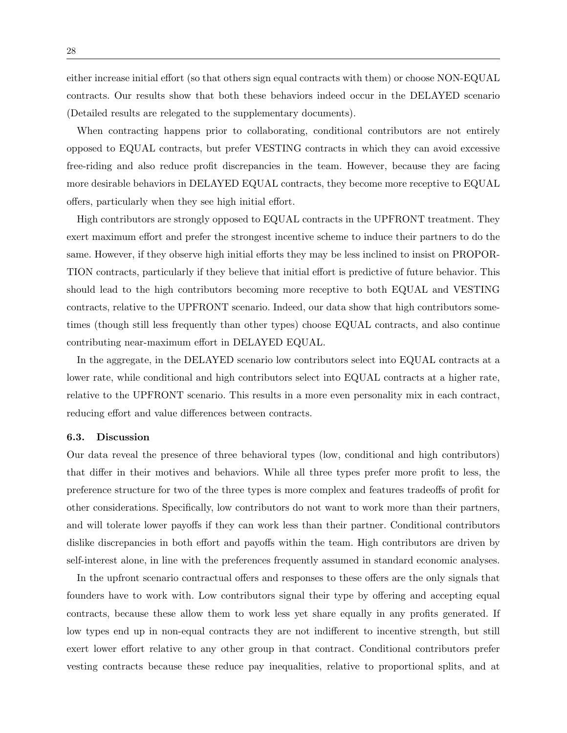either increase initial effort (so that others sign equal contracts with them) or choose NON-EQUAL contracts. Our results show that both these behaviors indeed occur in the DELAYED scenario (Detailed results are relegated to the supplementary documents).

When contracting happens prior to collaborating, conditional contributors are not entirely opposed to EQUAL contracts, but prefer VESTING contracts in which they can avoid excessive free-riding and also reduce profit discrepancies in the team. However, because they are facing more desirable behaviors in DELAYED EQUAL contracts, they become more receptive to EQUAL offers, particularly when they see high initial effort.

High contributors are strongly opposed to EQUAL contracts in the UPFRONT treatment. They exert maximum effort and prefer the strongest incentive scheme to induce their partners to do the same. However, if they observe high initial efforts they may be less inclined to insist on PROPORTION contracts, particularly if they believe that initial effort is predictive of future behavior. This should lead to the high contributors becoming more receptive to both EQUAL and VESTING contracts, relative to the UPFRONT scenario. Indeed, our data show that high contributors sometimes (though still less frequently than other types) choose EQUAL contracts, and also continue contributing near-maximum effort in DELAYED EQUAL.

In the aggregate, in the DELAYED scenario low contributors select into EQUAL contracts at a lower rate, while conditional and high contributors select into EQUAL contracts at a higher rate, relative to the UPFRONT scenario. This results in a more even personality mix in each contract, reducing effort and value differences between contracts.

### 6.3. Discussion

Our data reveal the presence of three behavioral types (low, conditional and high contributors) that differ in their motives and behaviors. While all three types prefer more profit to less, the preference structure for two of the three types is more complex and features tradeoffs of profit for other considerations. Specifically, low contributors do not want to work more than their partners, and will tolerate lower payoffs if they can work less than their partner. Conditional contributors dislike discrepancies in both effort and payoffs within the team. High contributors are driven by self-interest alone, in line with the preferences frequently assumed in standard economic analyses.

In the upfront scenario contractual offers and responses to these offers are the only signals that founders have to work with. Low contributors signal their type by offering and accepting equal contracts, because these allow them to work less yet share equally in any profits generated. If low types end up in non-equal contracts they are not indifferent to incentive strength, but still exert lower effort relative to any other group in that contract. Conditional contributors prefer vesting contracts because these reduce pay inequalities, relative to proportional splits, and at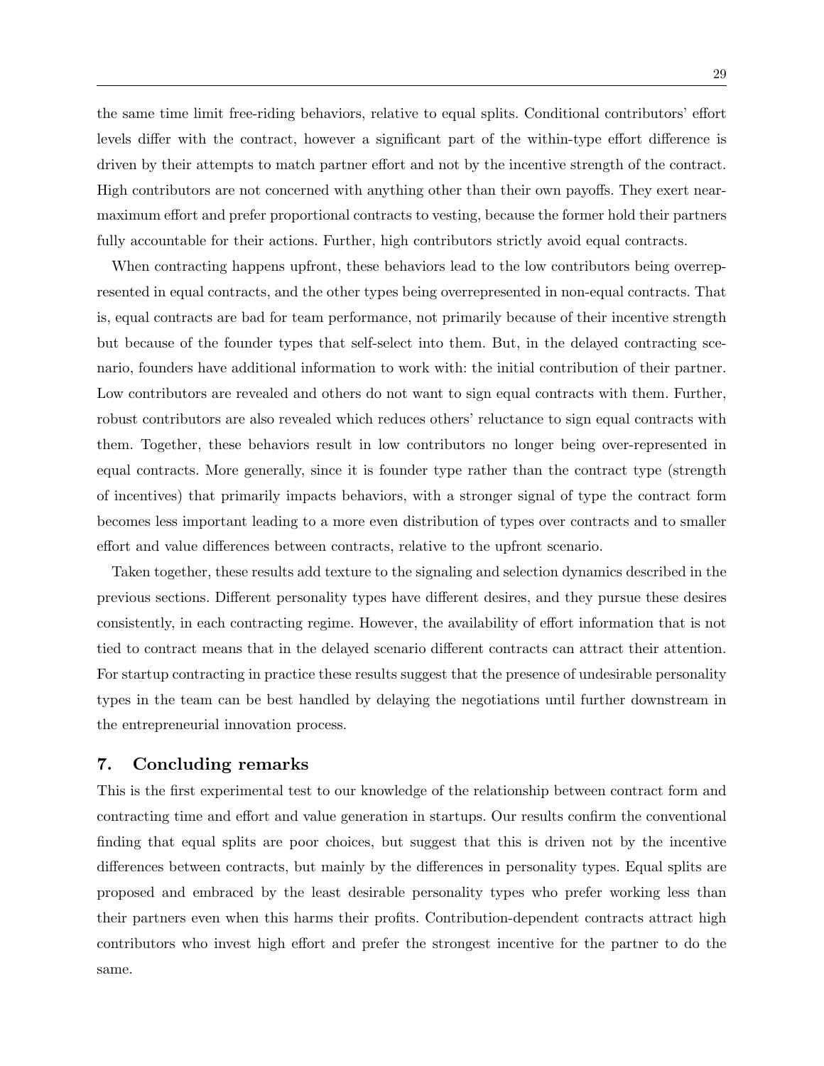the same time limit free-riding behaviors, relative to equal splits. Conditional contributors' effort levels differ with the contract, however a significant part of the within-type effort difference is driven by their attempts to match partner effort and not by the incentive strength of the contract. High contributors are not concerned with anything other than their own payoffs. They exert near-maximum effort and prefer proportional contracts to vesting, because the former hold their partners fully accountable for their actions. Further, high contributors strictly avoid equal contracts.

When contracting happens upfront, these behaviors lead to the low contributors being overrepresented in equal contracts, and the other types being overrepresented in non-equal contracts. That is, equal contracts are bad for team performance, not primarily because of their incentive strength but because of the founder types that self-select into them. But, in the delayed contracting scenario, founders have additional information to work with: the initial contribution of their partner. Low contributors are revealed and others do not want to sign equal contracts with them. Further, robust contributors are also revealed which reduces others' reluctance to sign equal contracts with them. Together, these behaviors result in low contributors no longer being over-represented in equal contracts. More generally, since it is founder type rather than the contract type (strength of incentives) that primarily impacts behaviors, with a stronger signal of type the contract form becomes less important leading to a more even distribution of types over contracts and to smaller effort and value differences between contracts, relative to the upfront scenario.

Taken together, these results add texture to the signaling and selection dynamics described in the previous sections. Different personality types have different desires, and they pursue these desires consistently, in each contracting regime. However, the availability of effort information that is not tied to contract means that in the delayed scenario different contracts can attract their attention. For startup contracting in practice these results suggest that the presence of undesirable personality types in the team can be best handled by delaying the negotiations until further downstream in the entrepreneurial innovation process.

## 7. Concluding remarks

This is the first experimental test to our knowledge of the relationship between contract form and contracting time and effort and value generation in startups. Our results confirm the conventional finding that equal splits are poor choices, but suggest that this is driven not by the incentive differences between contracts, but mainly by the differences in personality types. Equal splits are proposed and embraced by the least desirable personality types who prefer working less than their partners even when this harms their profits. Contribution-dependent contracts attract high contributors who invest high effort and prefer the strongest incentive for the partner to do the same.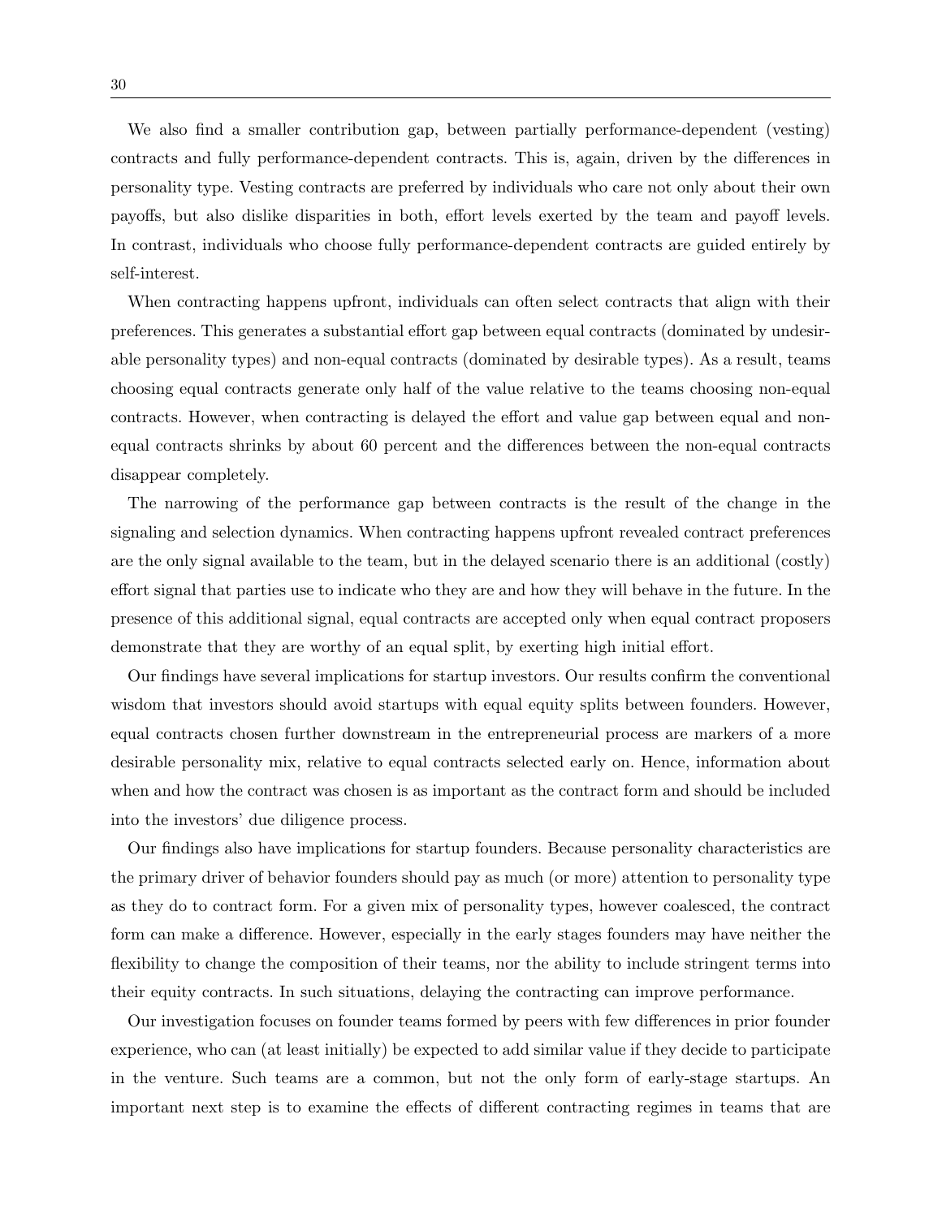We also find a smaller contribution gap, between partially performance-dependent (vesting) contracts and fully performance-dependent contracts. This is, again, driven by the differences in personality type. Vesting contracts are preferred by individuals who care not only about their own payoffs, but also dislike disparities in both, effort levels exerted by the team and payoff levels. In contrast, individuals who choose fully performance-dependent contracts are guided entirely by self-interest.

When contracting happens upfront, individuals can often select contracts that align with their preferences. This generates a substantial effort gap between equal contracts (dominated by undesirable personality types) and non-equal contracts (dominated by desirable types). As a result, teams choosing equal contracts generate only half of the value relative to the teams choosing non-equal contracts. However, when contracting is delayed the effort and value gap between equal and non-equal contracts shrinks by about 60 percent and the differences between the non-equal contracts disappear completely.

The narrowing of the performance gap between contracts is the result of the change in the signaling and selection dynamics. When contracting happens upfront revealed contract preferences are the only signal available to the team, but in the delayed scenario there is an additional (costly) effort signal that parties use to indicate who they are and how they will behave in the future. In the presence of this additional signal, equal contracts are accepted only when equal contract proposers demonstrate that they are worthy of an equal split, by exerting high initial effort.

Our findings have several implications for startup investors. Our results confirm the conventional wisdom that investors should avoid startups with equal equity splits between founders. However, equal contracts chosen further downstream in the entrepreneurial process are markers of a more desirable personality mix, relative to equal contracts selected early on. Hence, information about when and how the contract was chosen is as important as the contract form and should be included into the investors' due diligence process.

Our findings also have implications for startup founders. Because personality characteristics are the primary driver of behavior founders should pay as much (or more) attention to personality type as they do to contract form. For a given mix of personality types, however coalesced, the contract form can make a difference. However, especially in the early stages founders may have neither the flexibility to change the composition of their teams, nor the ability to include stringent terms into their equity contracts. In such situations, delaying the contracting can improve performance.

Our investigation focuses on founder teams formed by peers with few differences in prior founder experience, who can (at least initially) be expected to add similar value if they decide to participate in the venture. Such teams are a common, but not the only form of early-stage startups. An important next step is to examine the effects of different contracting regimes in teams that are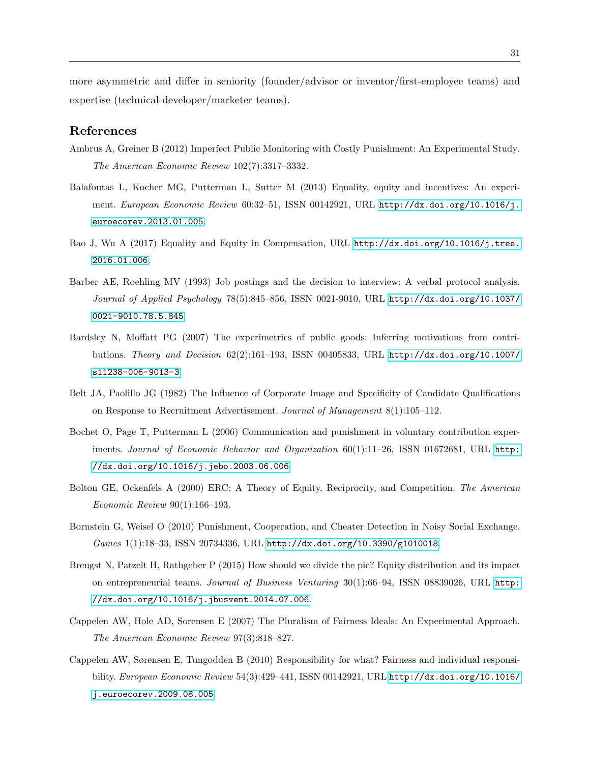more asymmetric and differ in seniority (founder/advisor or inventor/first-employee teams) and expertise (technical-developer/marketer teams).

## References

Ambrus A, Greiner B (2012) Imperfect Public Monitoring with Costly Punishment: An Experimental Study. *The American Economic Review* 102(7):3317–3332.

Balafoutas L, Kocher MG, Putterman L, Sutter M (2013) Equality, equity and incentives: An experiment. *European Economic Review* 60:32–51, ISSN 00142921, URL http://dx.doi.org/10.1016/j.euroecorev.2013.01.005.

Bao J, Wu A (2017) Equality and Equity in Compensation, URL http://dx.doi.org/10.1016/j.tree.2016.01.006.

Barber AE, Roehling MV (1993) Job postings and the decision to interview: A verbal protocol analysis. *Journal of Applied Psychology* 78(5):845–856, ISSN 0021-9010, URL http://dx.doi.org/10.1037/0021-9010.78.5.845.

Bardsley N, Moffatt PG (2007) The experimetrics of public goods: Inferring motivations from contributions. *Theory and Decision* 62(2):161–193, ISSN 00405833, URL http://dx.doi.org/10.1007/s11238-006-9013-3.

Belt JA, Paolillo JG (1982) The Influence of Corporate Image and Specificity of Candidate Qualifications on Response to Recruitment Advertisement. *Journal of Management* 8(1):105–112.

Bochet O, Page T, Putterman L (2006) Communication and punishment in voluntary contribution experiments. *Journal of Economic Behavior and Organization* 60(1):11–26, ISSN 01672681, URL http://dx.doi.org/10.1016/j.jebo.2003.06.006.

Bolton GE, Ockenfels A (2000) ERC: A Theory of Equity, Reciprocity, and Competition. *The American Economic Review* 90(1):166–193.

Bornstein G, Weisel O (2010) Punishment, Cooperation, and Cheater Detection in Noisy Social Exchange. *Games* 1(1):18–33, ISSN 20734336, URL http://dx.doi.org/10.3390/g1010018.

Breugst N, Patzelt H, Rathgeber P (2015) How should we divide the pie? Equity distribution and its impact on entrepreneurial teams. *Journal of Business Venturing* 30(1):66–94, ISSN 08839026, URL http://dx.doi.org/10.1016/j.jbusvent.2014.07.006.

Cappelen AW, Hole AD, Sorensen E (2007) The Pluralism of Fairness Ideals: An Experimental Approach. *The American Economic Review* 97(3):818–827.

Cappelen AW, Sørensen E, Tungodden B (2010) Responsibility for what? Fairness and individual responsibility. *European Economic Review* 54(3):429–441, ISSN 00142921, URL http://dx.doi.org/10.1016/j.euroecorev.2009.08.005.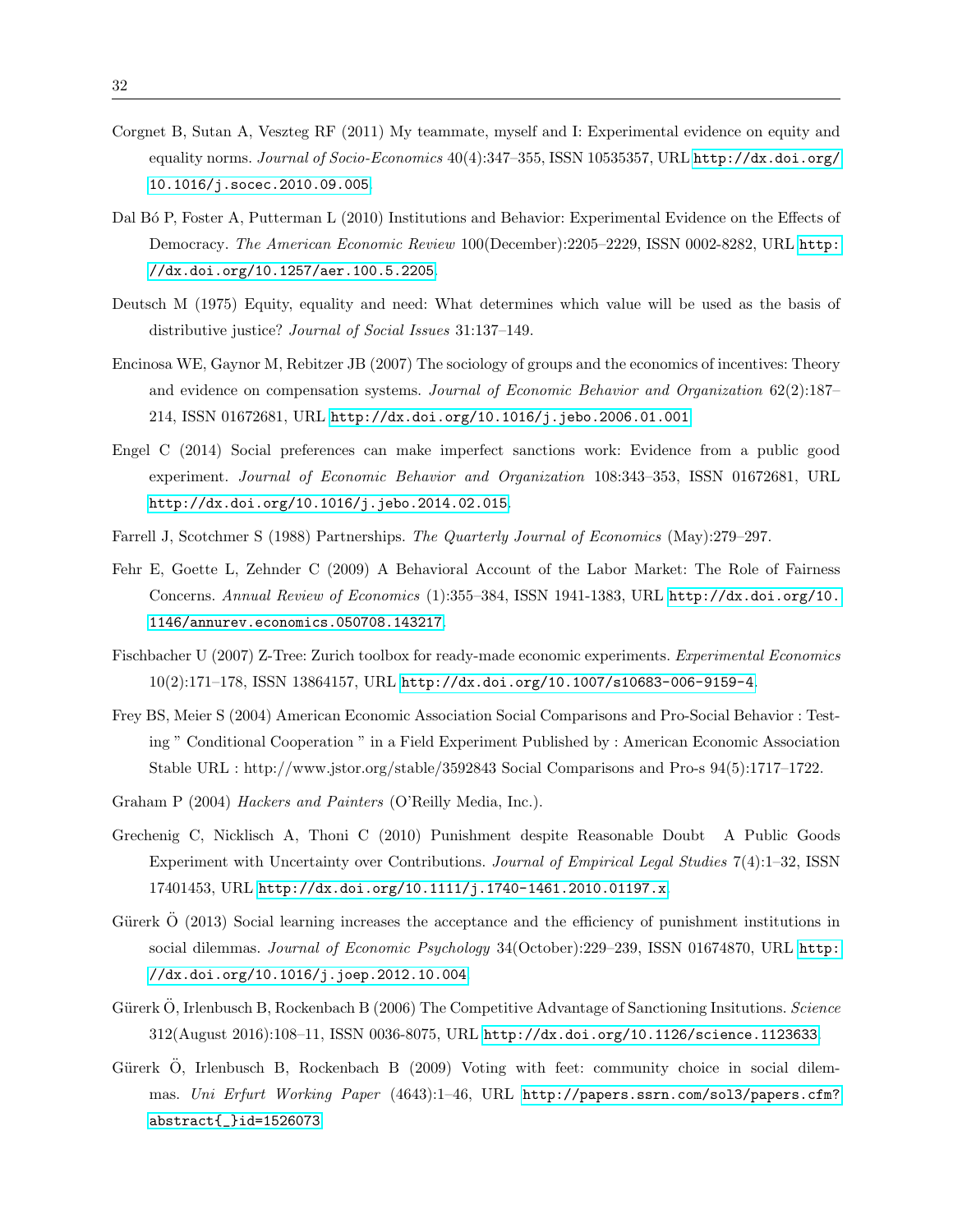Corgnet B, Sutan A, Veszteg RF (2011) My teammate, myself and I: Experimental evidence on equity and equality norms. *Journal of Socio-Economics* 40(4):347–355, ISSN 10535357, URL http://dx.doi.org/10.1016/j.socec.2010.09.005.

Dal Bó P, Foster A, Putterman L (2010) Institutions and Behavior: Experimental Evidence on the Effects of Democracy. *The American Economic Review* 100(December):2205–2229, ISSN 0002-8282, URL http://dx.doi.org/10.1257/aer.100.5.2205.

Deutsch M (1975) Equity, equality and need: What determines which value will be used as the basis of distributive justice? *Journal of Social Issues* 31:137–149.

Encinosa WE, Gaynor M, Rebitzer JB (2007) The sociology of groups and the economics of incentives: Theory and evidence on compensation systems. *Journal of Economic Behavior and Organization* 62(2):187–214, ISSN 01672681, URL http://dx.doi.org/10.1016/j.jebo.2006.01.001.

Engel C (2014) Social preferences can make imperfect sanctions work: Evidence from a public good experiment. *Journal of Economic Behavior and Organization* 108:343–353, ISSN 01672681, URL http://dx.doi.org/10.1016/j.jebo.2014.02.015.

Farrell J, Scotchmer S (1988) Partnerships. *The Quarterly Journal of Economics* (May):279–297.

Fehr E, Goette L, Zehnder C (2009) A Behavioral Account of the Labor Market: The Role of Fairness Concerns. *Annual Review of Economics* (1):355–384, ISSN 1941-1383, URL http://dx.doi.org/10.1146/annurev.economics.050708.143217.

Fischbacher U (2007) Z-Tree: Zurich toolbox for ready-made economic experiments. *Experimental Economics* 10(2):171–178, ISSN 13864157, URL http://dx.doi.org/10.1007/s10683-006-9159-4.

Frey BS, Meier S (2004) American Economic Association Social Comparisons and Pro-Social Behavior : Testing " Conditional Cooperation " in a Field Experiment Published by : American Economic Association Stable URL : http://www.jstor.org/stable/3592843 Social Comparisons and Pro-s 94(5):1717–1722.

Graham P (2004) *Hackers and Painters* (O'Reilly Media, Inc.).

Grechenig C, Nicklisch A, Thoni C (2010) Punishment despite Reasonable Doubt A Public Goods Experiment with Uncertainty over Contributions. *Journal of Empirical Legal Studies* 7(4):1–32, ISSN 17401453, URL http://dx.doi.org/10.1111/j.1740-1461.2010.01197.x.

Gürerk Ö (2013) Social learning increases the acceptance and the efficiency of punishment institutions in social dilemmas. *Journal of Economic Psychology* 34(October):229–239, ISSN 01674870, URL http://dx.doi.org/10.1016/j.joep.2012.10.004.

Gürerk Ö, Irlenbusch B, Rockenbach B (2006) The Competitive Advantage of Sanctioning Insitutions. *Science* 312(August 2016):108–11, ISSN 0036-8075, URL http://dx.doi.org/10.1126/science.1123633.

Gürerk Ö, Irlenbusch B, Rockenbach B (2009) Voting with feet: community choice in social dilemmas. *Uni Erfurt Working Paper* (4643):1–46, URL http://papers.ssrn.com/sol3/papers.cfm?abstract{_}id=1526073.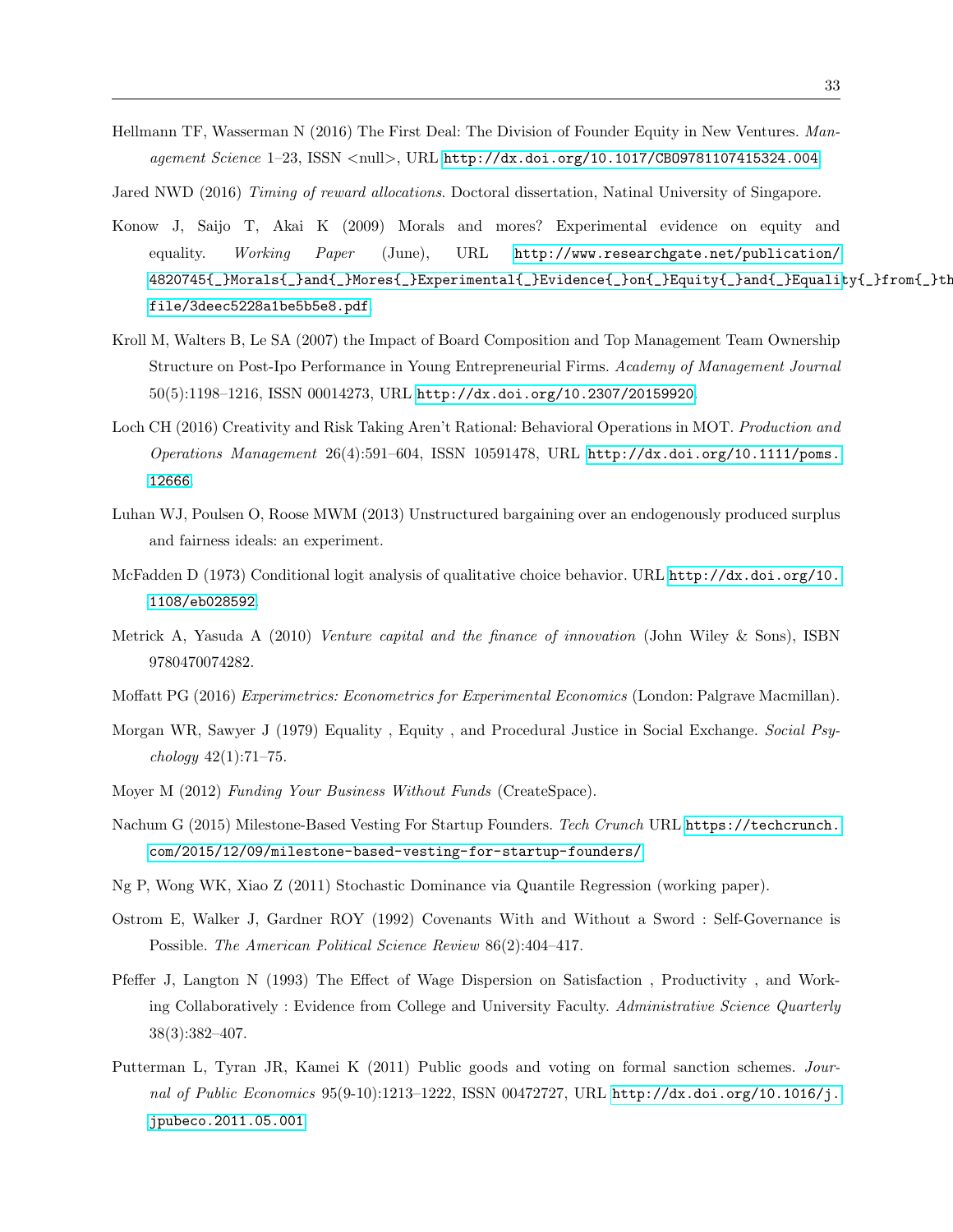Hellmann TF, Wasserman N (2016) The First Deal: The Division of Founder Equity in New Ventures. *Management Science* 1–23, ISSN <null>, URL http://dx.doi.org/10.1017/CBO9781107415324.004.

Jared NWD (2016) *Timing of reward allocations*. Doctoral dissertation, Natinal University of Singapore.

Konow J, Saijo T, Akai K (2009) Morals and mores? Experimental evidence on equity and equality. *Working Paper* (June), URL http://www.researchgate.net/publication/4820745{_}Morals{_}and{_}Mores{_}Experimental{_}Evidence{_}on{_}Equity{_}and{_}Equality{_}from{_}th file/3deec5228a1be5b5e8.pdf.

Kroll M, Walters B, Le SA (2007) the Impact of Board Composition and Top Management Team Ownership Structure on Post-Ipo Performance in Young Entrepreneurial Firms. *Academy of Management Journal* 50(5):1198–1216, ISSN 00014273, URL http://dx.doi.org/10.2307/20159920.

Loch CH (2016) Creativity and Risk Taking Aren't Rational: Behavioral Operations in MOT. *Production and Operations Management* 26(4):591–604, ISSN 10591478, URL http://dx.doi.org/10.1111/poms.12666.

Luhan WJ, Poulsen O, Roose MWM (2013) Unstructured bargaining over an endogenously produced surplus and fairness ideals: an experiment.

McFadden D (1973) Conditional logit analysis of qualitative choice behavior. URL http://dx.doi.org/10.1108/eb028592.

Metrick A, Yasuda A (2010) *Venture capital and the finance of innovation* (John Wiley & Sons), ISBN 9780470074282.

Moffatt PG (2016) *Experimetrics: Econometrics for Experimental Economics* (London: Palgrave Macmillan).

Morgan WR, Sawyer J (1979) Equality , Equity , and Procedural Justice in Social Exchange. *Social Psychology* 42(1):71–75.

Moyer M (2012) *Funding Your Business Without Funds* (CreateSpace).

Nachum G (2015) Milestone-Based Vesting For Startup Founders. *Tech Crunch* URL https://techcrunch.com/2015/12/09/milestone-based-vesting-for-startup-founders/.

Ng P, Wong WK, Xiao Z (2011) Stochastic Dominance via Quantile Regression (working paper).

Ostrom E, Walker J, Gardner ROY (1992) Covenants With and Without a Sword : Self-Governance is Possible. *The American Political Science Review* 86(2):404–417.

Pfeffer J, Langton N (1993) The Effect of Wage Dispersion on Satisfaction , Productivity , and Working Collaboratively : Evidence from College and University Faculty. *Administrative Science Quarterly* 38(3):382–407.

Putterman L, Tyran JR, Kamei K (2011) Public goods and voting on formal sanction schemes. *Journal of Public Economics* 95(9-10):1213–1222, ISSN 00472727, URL http://dx.doi.org/10.1016/j.jpubeco.2011.05.001.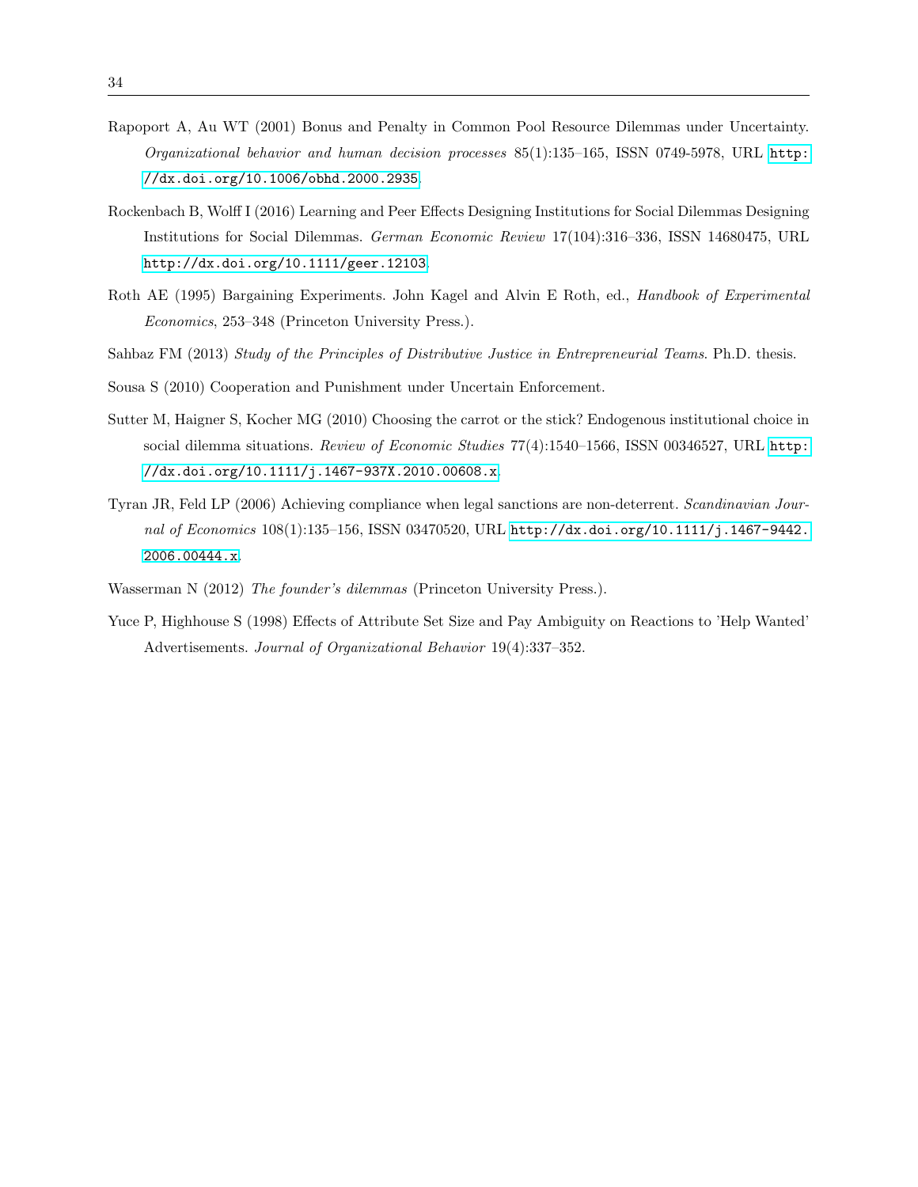Rapoport A, Au WT (2001) Bonus and Penalty in Common Pool Resource Dilemmas under Uncertainty. *Organizational behavior and human decision processes* 85(1):135–165, ISSN 0749-5978, URL http://dx.doi.org/10.1006/obhd.2000.2935.

Rockenbach B, Wolff I (2016) Learning and Peer Effects Designing Institutions for Social Dilemmas Designing Institutions for Social Dilemmas. *German Economic Review* 17(104):316–336, ISSN 14680475, URL http://dx.doi.org/10.1111/geer.12103.

Roth AE (1995) Bargaining Experiments. John Kagel and Alvin E Roth, ed., *Handbook of Experimental Economics*, 253–348 (Princeton University Press.).

Sahbaz FM (2013) *Study of the Principles of Distributive Justice in Entrepreneurial Teams*. Ph.D. thesis.

Sousa S (2010) Cooperation and Punishment under Uncertain Enforcement.

Sutter M, Haigner S, Kocher MG (2010) Choosing the carrot or the stick? Endogenous institutional choice in social dilemma situations. *Review of Economic Studies* 77(4):1540–1566, ISSN 00346527, URL http://dx.doi.org/10.1111/j.1467-937X.2010.00608.x.

Tyran JR, Feld LP (2006) Achieving compliance when legal sanctions are non-deterrent. *Scandinavian Journal of Economics* 108(1):135–156, ISSN 03470520, URL http://dx.doi.org/10.1111/j.1467-9442.2006.00444.x.

Wasserman N (2012) *The founder's dilemmas* (Princeton University Press.).

Yuce P, Highhouse S (1998) Effects of Attribute Set Size and Pay Ambiguity on Reactions to 'Help Wanted' Advertisements. *Journal of Organizational Behavior* 19(4):337–352.